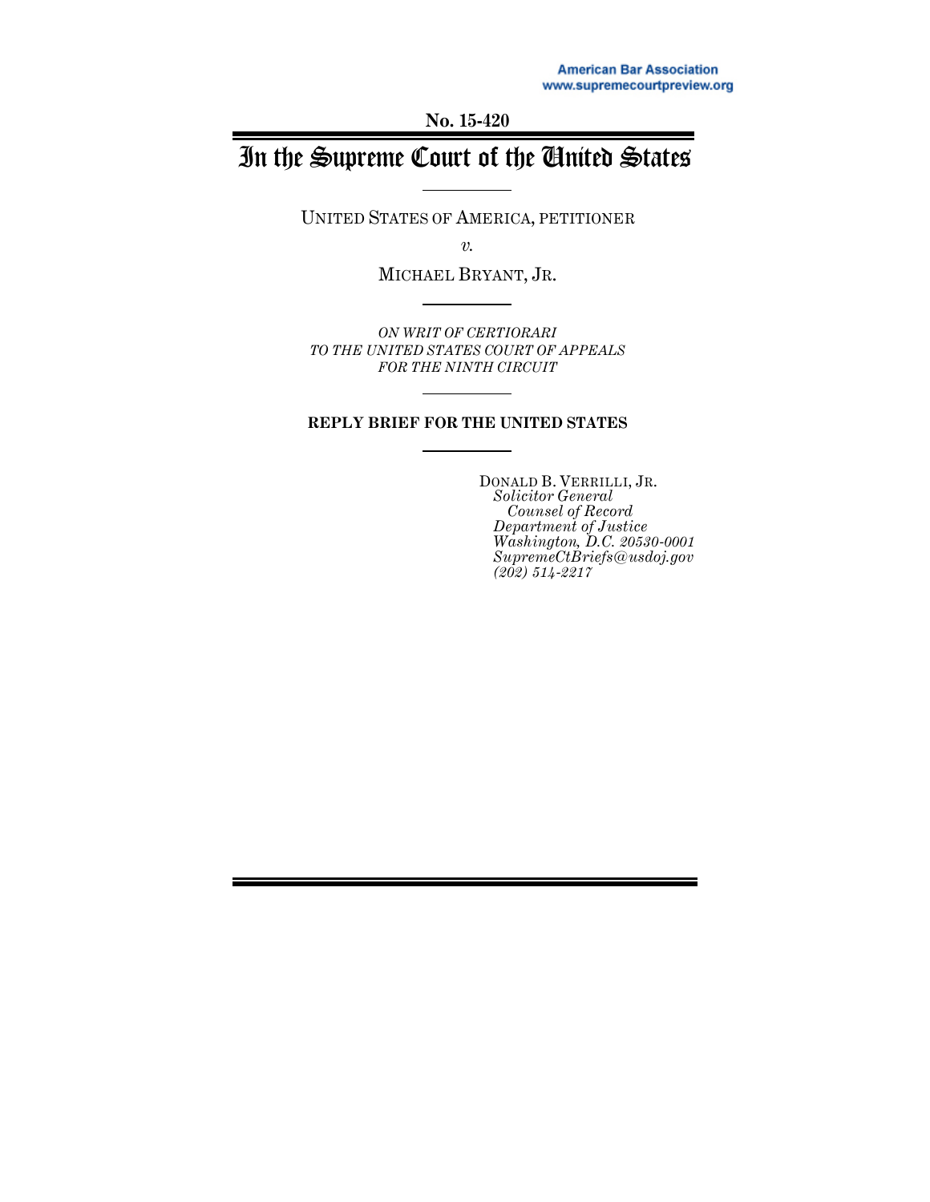American Bar Association
www.supremecourtpreview.org

No. 15-420

# In the Supreme Court of the United States

UNITED STATES OF AMERICA, PETITIONER

*v.*

MICHAEL BRYANT, JR.

*ON WRIT OF CERTIORARI*
*TO THE UNITED STATES COURT OF APPEALS*
*FOR THE NINTH CIRCUIT*

**REPLY BRIEF FOR THE UNITED STATES**

DONALD B. VERRILLI, JR.
*Solicitor General*
*Counsel of Record*
*Department of Justice*
*Washington, D.C. 20530-0001*
*SupremeCtBriefs@usdoj.gov*
*(202) 514-2217*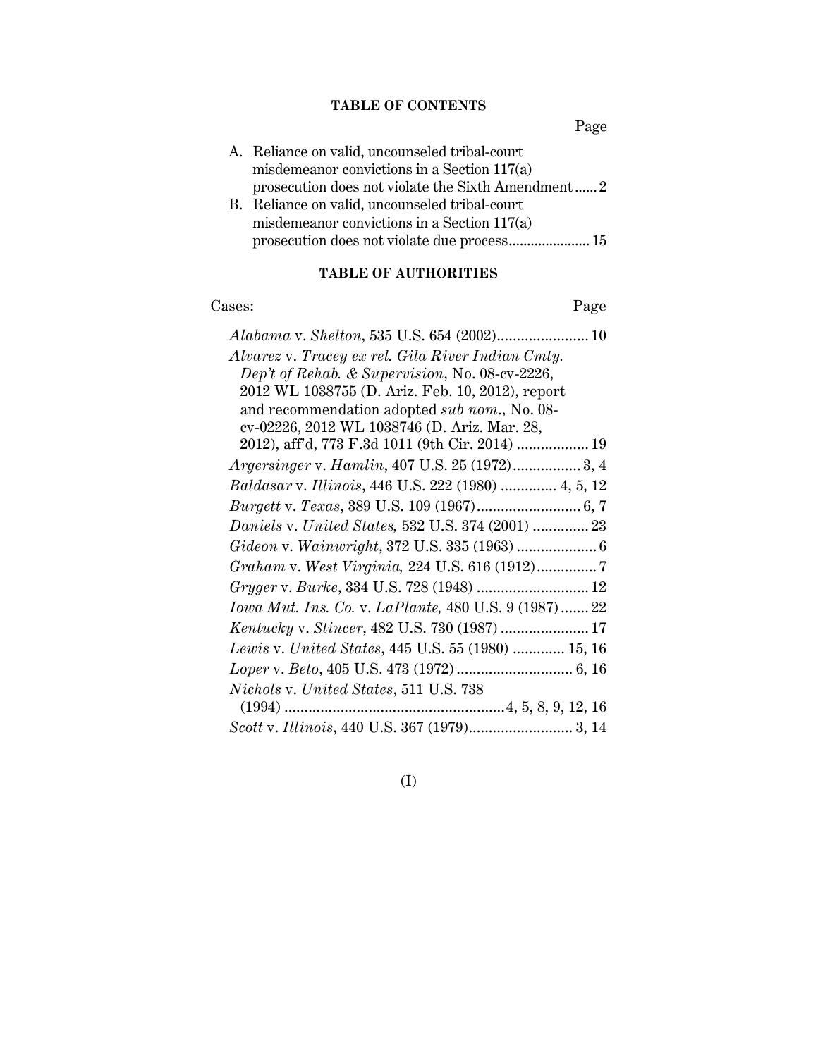## TABLE OF CONTENTS

Page

A. Reliance on valid, uncounseled tribal-court misdemeanor convictions in a Section 117(a) prosecution does not violate the Sixth Amendment ...... 2

B. Reliance on valid, uncounseled tribal-court misdemeanor convictions in a Section 117(a) prosecution does not violate due process ..................... 15

## TABLE OF AUTHORITIES

Cases: Page

*Alabama* v. *Shelton*, 535 U.S. 654 (2002) ....................... 10

*Alvarez* v. *Tracey ex rel. Gila River Indian Cmty. Dep't of Rehab. & Supervision*, No. 08-cv-2226, 2012 WL 1038755 (D. Ariz. Feb. 10, 2012), report and recommendation adopted *sub nom.*, No. 08-cv-02226, 2012 WL 1038746 (D. Ariz. Mar. 28, 2012), aff'd, 773 F.3d 1011 (9th Cir. 2014) .................. 19

*Argersinger* v. *Hamlin*, 407 U.S. 25 (1972) ................. 3, 4

*Baldasar* v. *Illinois*, 446 U.S. 222 (1980) ............. 4, 5, 12

*Burgett* v. *Texas*, 389 U.S. 109 (1967) .......................... 6, 7

*Daniels* v. *United States,* 532 U.S. 374 (2001) .............. 23

*Gideon* v. *Wainwright*, 372 U.S. 335 (1963) .................... 6

*Graham* v. *West Virginia,* 224 U.S. 616 (1912) ............... 7

*Gryger* v. *Burke*, 334 U.S. 728 (1948) ............................ 12

*Iowa Mut. Ins. Co.* v. *LaPlante,* 480 U.S. 9 (1987) ....... 22

*Kentucky* v. *Stincer*, 482 U.S. 730 (1987) ...................... 17

*Lewis* v. *United States*, 445 U.S. 55 (1980) ............. 15, 16

*Loper* v. *Beto*, 405 U.S. 473 (1972) ............................ 6, 16

*Nichols* v. *United States*, 511 U.S. 738 (1994) ....................................................... 4, 5, 8, 9, 12, 16

*Scott* v. *Illinois*, 440 U.S. 367 (1979) .......................... 3, 14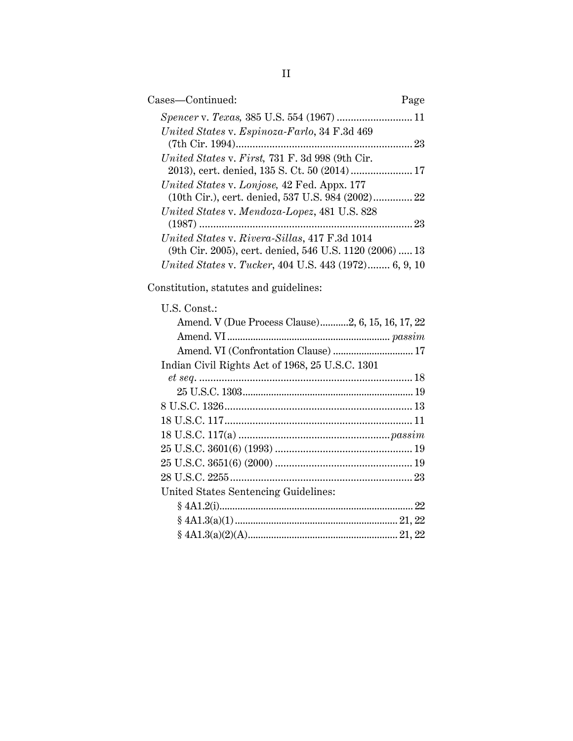Cases—Continued: Page

*Spencer* v. *Texas,* 385 U.S. 554 (1967) ........................... 11

*United States* v. *Espinoza-Farlo*, 34 F.3d 469 (7th Cir. 1994)............................................................... 23

*United States* v. *First,* 731 F. 3d 998 (9th Cir. 2013), cert. denied, 135 S. Ct. 50 (2014)...................... 17

*United States* v. *Lonjose,* 42 Fed. Appx. 177 (10th Cir.), cert. denied, 537 U.S. 984 (2002).............. 22

*United States* v. *Mendoza-Lopez*, 481 U.S. 828 (1987) ............................................................................ 23

*United States* v. *Rivera-Sillas*, 417 F.3d 1014 (9th Cir. 2005), cert. denied, 546 U.S. 1120 (2006) ..... 13

*United States* v. *Tucker*, 404 U.S. 443 (1972)........ 6, 9, 10

Constitution, statutes and guidelines:

U.S. Const.:

- Amend. V (Due Process Clause)...........2, 6, 15, 16, 17, 22
- Amend. VI.............................................................. *passim*
- Amend. VI (Confrontation Clause) .............................. 17

Indian Civil Rights Act of 1968, 25 U.S.C. 1301 *et seq*. ............................................................................ 18

- 25 U.S.C. 1303................................................................. 19

8 U.S.C. 1326................................................................... 13

18 U.S.C. 117................................................................... 11

18 U.S.C. 117(a) ......................................................*passim*

25 U.S.C. 3601(6) (1993) ................................................. 19

25 U.S.C. 3651(6) (2000) ................................................. 19

28 U.S.C. 2255................................................................. 23

United States Sentencing Guidelines:

- § 4A1.2(i)......................................................................... 22
- § 4A1.3(a)(1).............................................................. 21, 22
- § 4A1.3(a)(2)(A)......................................................... 21, 22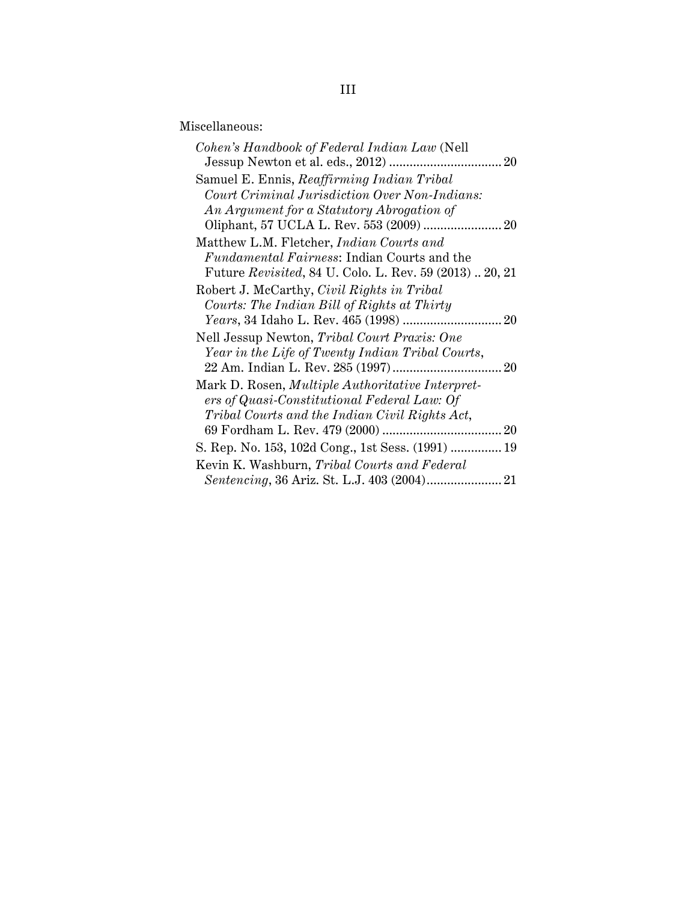Miscellaneous:

*Cohen's Handbook of Federal Indian Law* (Nell Jessup Newton et al. eds., 2012) ................................ 20

Samuel E. Ennis, *Reaffirming Indian Tribal Court Criminal Jurisdiction Over Non-Indians: An Argument for a Statutory Abrogation of* Oliphant, 57 UCLA L. Rev. 553 (2009) ....................... 20

Matthew L.M. Fletcher, *Indian Courts and Fundamental Fairness*: Indian Courts and the Future *Revisited*, 84 U. Colo. L. Rev. 59 (2013) .. 20, 21

Robert J. McCarthy, *Civil Rights in Tribal Courts: The Indian Bill of Rights at Thirty Years*, 34 Idaho L. Rev. 465 (1998) ............................ 20

Nell Jessup Newton, *Tribal Court Praxis: One Year in the Life of Twenty Indian Tribal Courts*, 22 Am. Indian L. Rev. 285 (1997) ................................ 20

Mark D. Rosen, *Multiple Authoritative Interpreters of Quasi-Constitutional Federal Law: Of Tribal Courts and the Indian Civil Rights Act*, 69 Fordham L. Rev. 479 (2000) .................................. 20

S. Rep. No. 153, 102d Cong., 1st Sess. (1991) ............... 19

Kevin K. Washburn, *Tribal Courts and Federal Sentencing*, 36 Ariz. St. L.J. 403 (2004) ...................... 21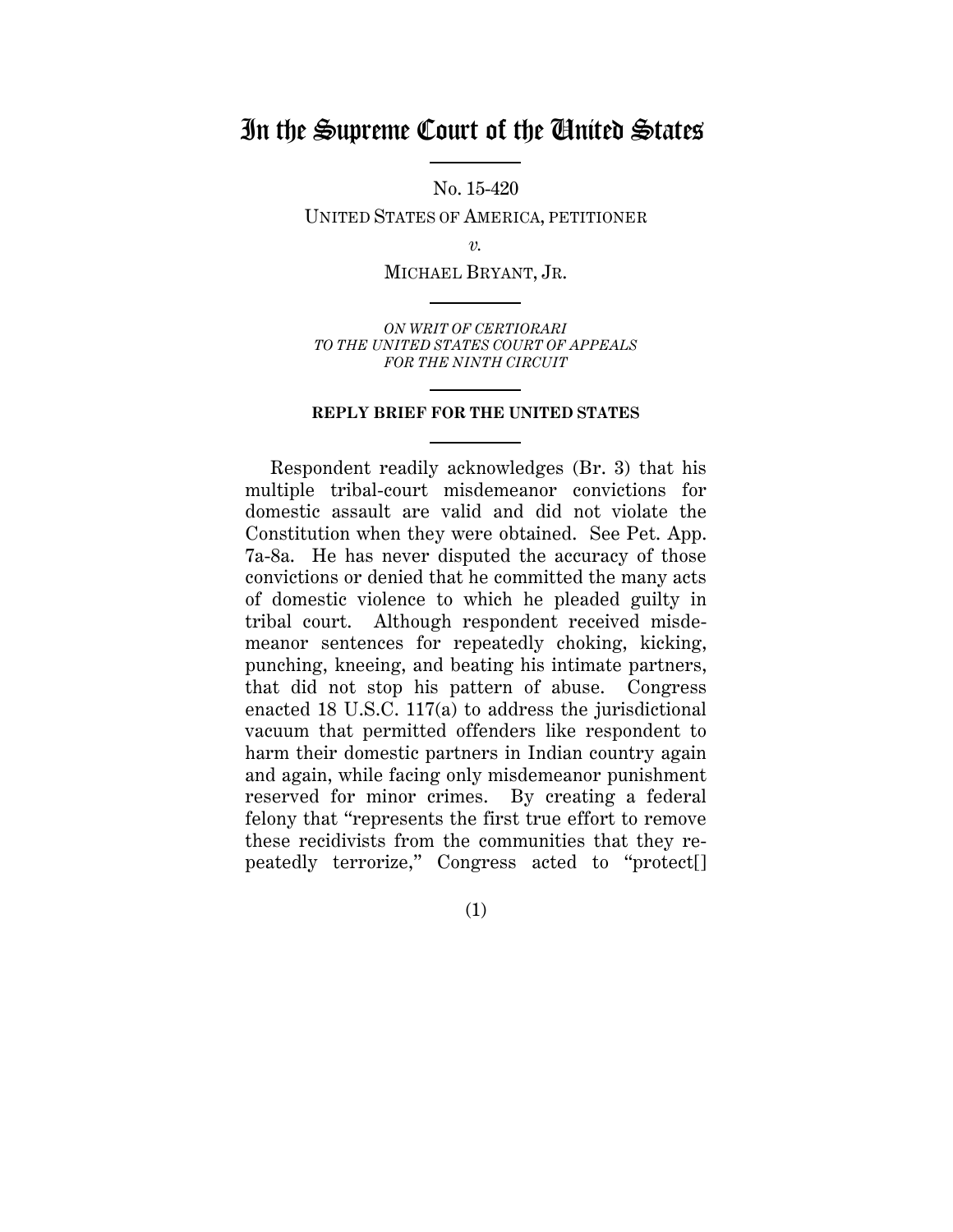# In the Supreme Court of the United States

No. 15-420

UNITED STATES OF AMERICA, PETITIONER

*v.*

MICHAEL BRYANT, JR.

*ON WRIT OF CERTIORARI*
*TO THE UNITED STATES COURT OF APPEALS*
*FOR THE NINTH CIRCUIT*

**REPLY BRIEF FOR THE UNITED STATES**

Respondent readily acknowledges (Br. 3) that his multiple tribal-court misdemeanor convictions for domestic assault are valid and did not violate the Constitution when they were obtained. See Pet. App. 7a-8a. He has never disputed the accuracy of those convictions or denied that he committed the many acts of domestic violence to which he pleaded guilty in tribal court. Although respondent received misdemeanor sentences for repeatedly choking, kicking, punching, kneeing, and beating his intimate partners, that did not stop his pattern of abuse. Congress enacted 18 U.S.C. 117(a) to address the jurisdictional vacuum that permitted offenders like respondent to harm their domestic partners in Indian country again and again, while facing only misdemeanor punishment reserved for minor crimes. By creating a federal felony that "represents the first true effort to remove these recidivists from the communities that they repeatedly terrorize," Congress acted to "protect[]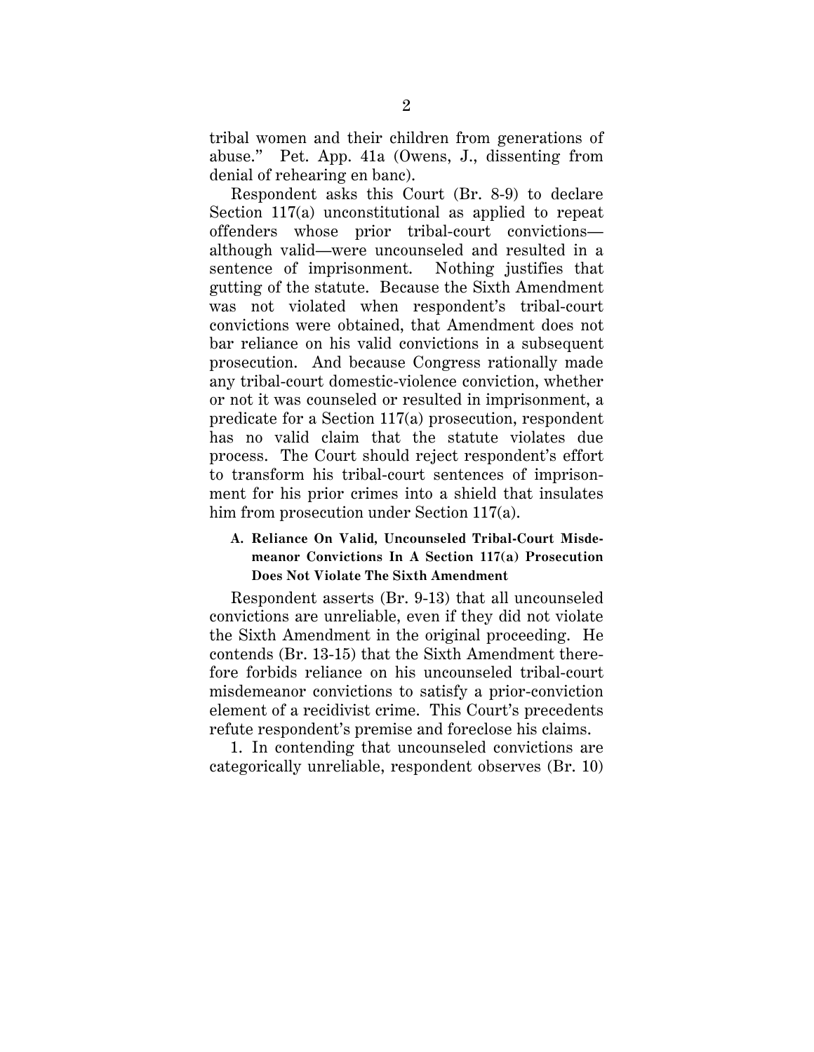tribal women and their children from generations of abuse." Pet. App. 41a (Owens, J., dissenting from denial of rehearing en banc).

Respondent asks this Court (Br. 8-9) to declare Section 117(a) unconstitutional as applied to repeat offenders whose prior tribal-court convictions—although valid—were uncounseled and resulted in a sentence of imprisonment. Nothing justifies that gutting of the statute. Because the Sixth Amendment was not violated when respondent's tribal-court convictions were obtained, that Amendment does not bar reliance on his valid convictions in a subsequent prosecution. And because Congress rationally made any tribal-court domestic-violence conviction, whether or not it was counseled or resulted in imprisonment, a predicate for a Section 117(a) prosecution, respondent has no valid claim that the statute violates due process. The Court should reject respondent's effort to transform his tribal-court sentences of imprisonment for his prior crimes into a shield that insulates him from prosecution under Section 117(a).

### A. Reliance On Valid, Uncounseled Tribal-Court Misdemeanor Convictions In A Section 117(a) Prosecution Does Not Violate The Sixth Amendment

Respondent asserts (Br. 9-13) that all uncounseled convictions are unreliable, even if they did not violate the Sixth Amendment in the original proceeding. He contends (Br. 13-15) that the Sixth Amendment therefore forbids reliance on his uncounseled tribal-court misdemeanor convictions to satisfy a prior-conviction element of a recidivist crime. This Court's precedents refute respondent's premise and foreclose his claims.

1. In contending that uncounseled convictions are categorically unreliable, respondent observes (Br. 10)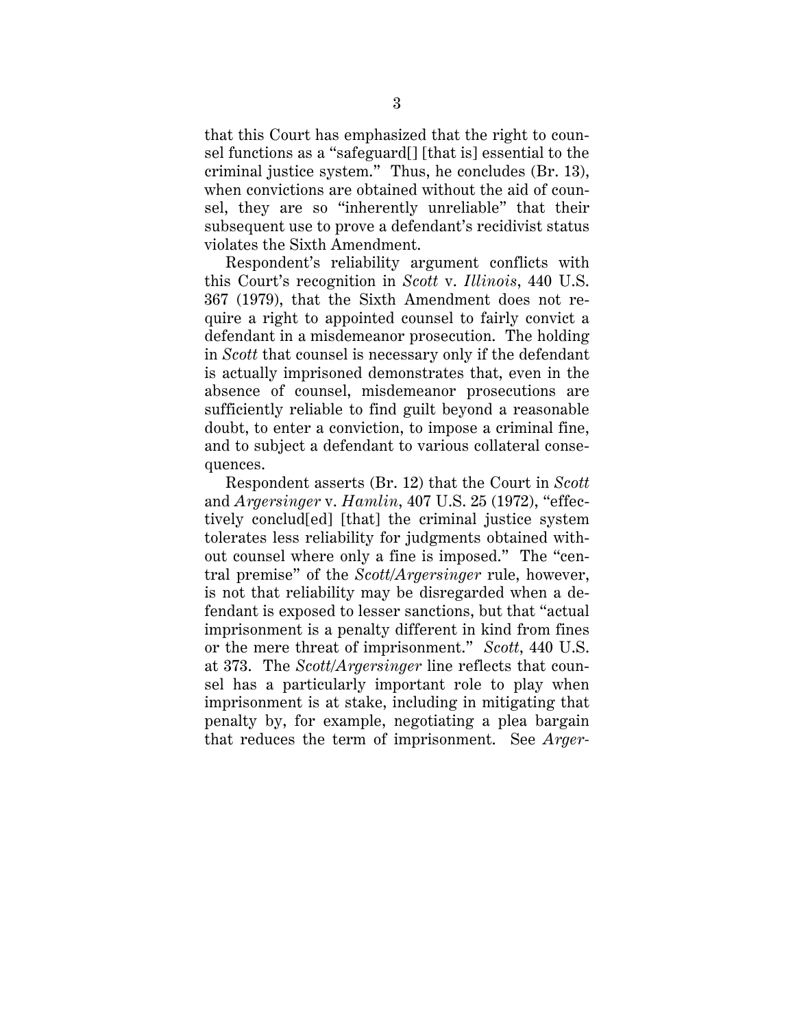that this Court has emphasized that the right to counsel functions as a "safeguard[] [that is] essential to the criminal justice system." Thus, he concludes (Br. 13), when convictions are obtained without the aid of counsel, they are so "inherently unreliable" that their subsequent use to prove a defendant's recidivist status violates the Sixth Amendment.

Respondent's reliability argument conflicts with this Court's recognition in *Scott* v. *Illinois*, 440 U.S. 367 (1979), that the Sixth Amendment does not require a right to appointed counsel to fairly convict a defendant in a misdemeanor prosecution. The holding in *Scott* that counsel is necessary only if the defendant is actually imprisoned demonstrates that, even in the absence of counsel, misdemeanor prosecutions are sufficiently reliable to find guilt beyond a reasonable doubt, to enter a conviction, to impose a criminal fine, and to subject a defendant to various collateral consequences.

Respondent asserts (Br. 12) that the Court in *Scott* and *Argersinger* v. *Hamlin*, 407 U.S. 25 (1972), "effectively conclud[ed] [that] the criminal justice system tolerates less reliability for judgments obtained without counsel where only a fine is imposed." The "central premise" of the *Scott*/*Argersinger* rule, however, is not that reliability may be disregarded when a defendant is exposed to lesser sanctions, but that "actual imprisonment is a penalty different in kind from fines or the mere threat of imprisonment." *Scott*, 440 U.S. at 373. The *Scott*/*Argersinger* line reflects that counsel has a particularly important role to play when imprisonment is at stake, including in mitigating that penalty by, for example, negotiating a plea bargain that reduces the term of imprisonment. See *Arger-*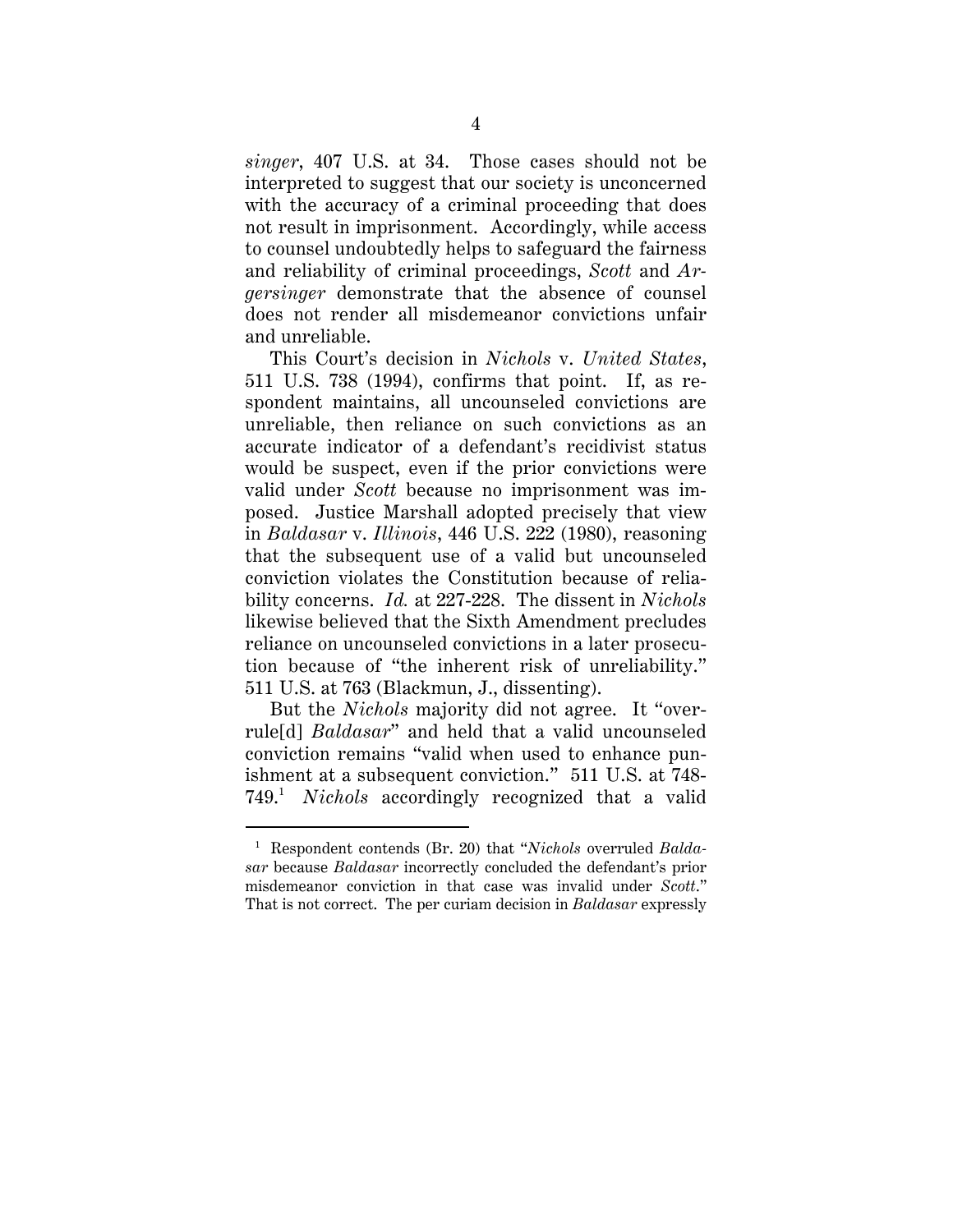*singer*, 407 U.S. at 34. Those cases should not be interpreted to suggest that our society is unconcerned with the accuracy of a criminal proceeding that does not result in imprisonment. Accordingly, while access to counsel undoubtedly helps to safeguard the fairness and reliability of criminal proceedings, *Scott* and *Argersinger* demonstrate that the absence of counsel does not render all misdemeanor convictions unfair and unreliable.

This Court's decision in *Nichols* v. *United States*, 511 U.S. 738 (1994), confirms that point. If, as respondent maintains, all uncounseled convictions are unreliable, then reliance on such convictions as an accurate indicator of a defendant's recidivist status would be suspect, even if the prior convictions were valid under *Scott* because no imprisonment was imposed. Justice Marshall adopted precisely that view in *Baldasar* v. *Illinois*, 446 U.S. 222 (1980), reasoning that the subsequent use of a valid but uncounseled conviction violates the Constitution because of reliability concerns. *Id.* at 227-228. The dissent in *Nichols* likewise believed that the Sixth Amendment precludes reliance on uncounseled convictions in a later prosecution because of "the inherent risk of unreliability." 511 U.S. at 763 (Blackmun, J., dissenting).

But the *Nichols* majority did not agree. It "overrule[d] *Baldasar*" and held that a valid uncounseled conviction remains "valid when used to enhance punishment at a subsequent conviction." 511 U.S. at 748-749.[1] *Nichols* accordingly recognized that a valid

---

[1] Respondent contends (Br. 20) that "*Nichols* overruled *Baldasar* because *Baldasar* incorrectly concluded the defendant's prior misdemeanor conviction in that case was invalid under *Scott*." That is not correct. The per curiam decision in *Baldasar* expressly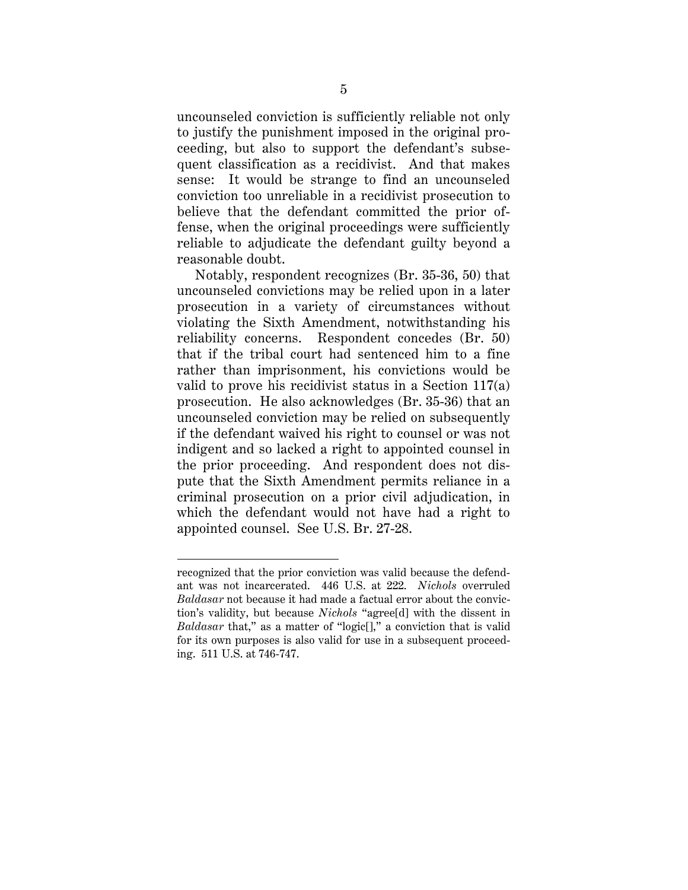uncounseled conviction is sufficiently reliable not only to justify the punishment imposed in the original proceeding, but also to support the defendant's subsequent classification as a recidivist. And that makes sense: It would be strange to find an uncounseled conviction too unreliable in a recidivist prosecution to believe that the defendant committed the prior offense, when the original proceedings were sufficiently reliable to adjudicate the defendant guilty beyond a reasonable doubt.

Notably, respondent recognizes (Br. 35-36, 50) that uncounseled convictions may be relied upon in a later prosecution in a variety of circumstances without violating the Sixth Amendment, notwithstanding his reliability concerns. Respondent concedes (Br. 50) that if the tribal court had sentenced him to a fine rather than imprisonment, his convictions would be valid to prove his recidivist status in a Section 117(a) prosecution. He also acknowledges (Br. 35-36) that an uncounseled conviction may be relied on subsequently if the defendant waived his right to counsel or was not indigent and so lacked a right to appointed counsel in the prior proceeding. And respondent does not dispute that the Sixth Amendment permits reliance in a criminal prosecution on a prior civil adjudication, in which the defendant would not have had a right to appointed counsel. See U.S. Br. 27-28.

---

recognized that the prior conviction was valid because the defendant was not incarcerated. 446 U.S. at 222. *Nichols* overruled *Baldasar* not because it had made a factual error about the conviction's validity, but because *Nichols* "agree[d] with the dissent in *Baldasar* that," as a matter of "logic[]," a conviction that is valid for its own purposes is also valid for use in a subsequent proceeding. 511 U.S. at 746-747.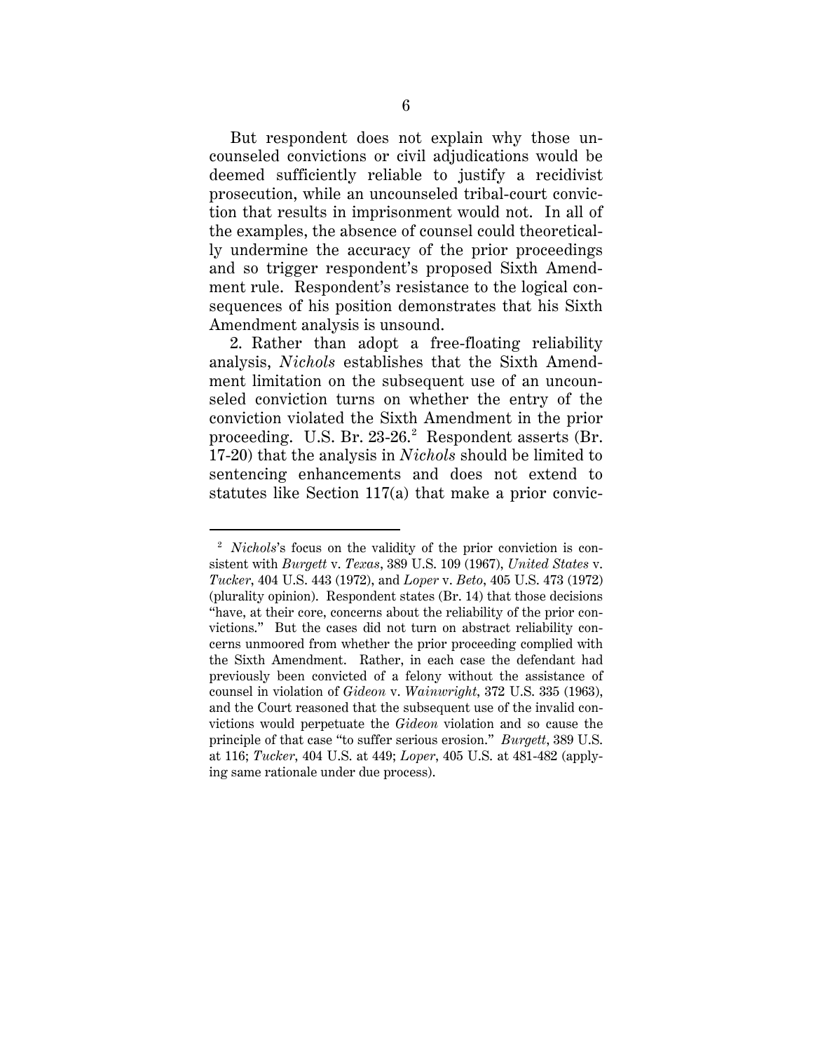But respondent does not explain why those uncounseled convictions or civil adjudications would be deemed sufficiently reliable to justify a recidivist prosecution, while an uncounseled tribal-court conviction that results in imprisonment would not. In all of the examples, the absence of counsel could theoretically undermine the accuracy of the prior proceedings and so trigger respondent's proposed Sixth Amendment rule. Respondent's resistance to the logical consequences of his position demonstrates that his Sixth Amendment analysis is unsound.

2. Rather than adopt a free-floating reliability analysis, *Nichols* establishes that the Sixth Amendment limitation on the subsequent use of an uncounseled conviction turns on whether the entry of the conviction violated the Sixth Amendment in the prior proceeding. U.S. Br. 23-26.[2] Respondent asserts (Br. 17-20) that the analysis in *Nichols* should be limited to sentencing enhancements and does not extend to statutes like Section 117(a) that make a prior convic-

---

[2] *Nichols*'s focus on the validity of the prior conviction is consistent with *Burgett* v. *Texas*, 389 U.S. 109 (1967), *United States* v. *Tucker*, 404 U.S. 443 (1972), and *Loper* v. *Beto*, 405 U.S. 473 (1972) (plurality opinion). Respondent states (Br. 14) that those decisions "have, at their core, concerns about the reliability of the prior convictions." But the cases did not turn on abstract reliability concerns unmoored from whether the prior proceeding complied with the Sixth Amendment. Rather, in each case the defendant had previously been convicted of a felony without the assistance of counsel in violation of *Gideon* v. *Wainwright*, 372 U.S. 335 (1963), and the Court reasoned that the subsequent use of the invalid convictions would perpetuate the *Gideon* violation and so cause the principle of that case "to suffer serious erosion." *Burgett*, 389 U.S. at 116; *Tucker*, 404 U.S. at 449; *Loper*, 405 U.S. at 481-482 (applying same rationale under due process).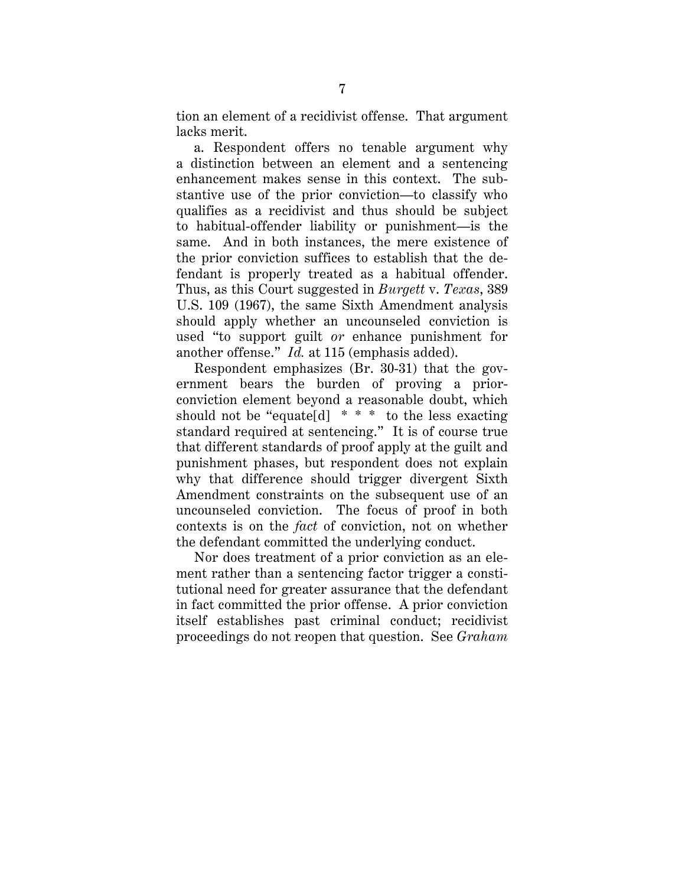tion an element of a recidivist offense. That argument lacks merit.

a. Respondent offers no tenable argument why a distinction between an element and a sentencing enhancement makes sense in this context. The substantive use of the prior conviction—to classify who qualifies as a recidivist and thus should be subject to habitual-offender liability or punishment—is the same. And in both instances, the mere existence of the prior conviction suffices to establish that the defendant is properly treated as a habitual offender. Thus, as this Court suggested in *Burgett* v. *Texas*, 389 U.S. 109 (1967), the same Sixth Amendment analysis should apply whether an uncounseled conviction is used "to support guilt *or* enhance punishment for another offense." *Id.* at 115 (emphasis added).

Respondent emphasizes (Br. 30-31) that the government bears the burden of proving a prior-conviction element beyond a reasonable doubt, which should not be "equate[d] * * * to the less exacting standard required at sentencing." It is of course true that different standards of proof apply at the guilt and punishment phases, but respondent does not explain why that difference should trigger divergent Sixth Amendment constraints on the subsequent use of an uncounseled conviction. The focus of proof in both contexts is on the *fact* of conviction, not on whether the defendant committed the underlying conduct.

Nor does treatment of a prior conviction as an element rather than a sentencing factor trigger a constitutional need for greater assurance that the defendant in fact committed the prior offense. A prior conviction itself establishes past criminal conduct; recidivist proceedings do not reopen that question. See *Graham*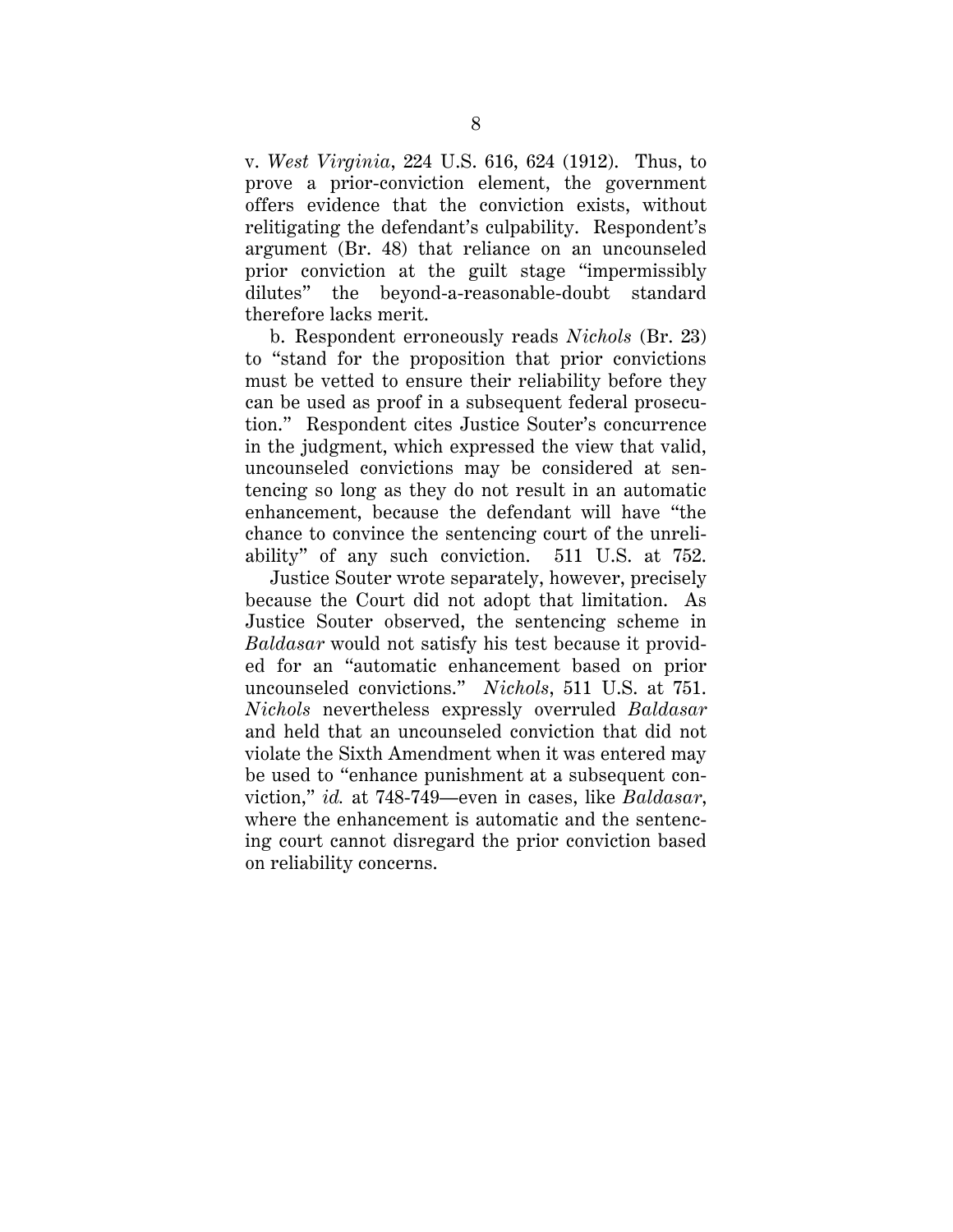v. *West Virginia*, 224 U.S. 616, 624 (1912). Thus, to prove a prior-conviction element, the government offers evidence that the conviction exists, without relitigating the defendant's culpability. Respondent's argument (Br. 48) that reliance on an uncounseled prior conviction at the guilt stage "impermissibly dilutes" the beyond-a-reasonable-doubt standard therefore lacks merit.

b. Respondent erroneously reads *Nichols* (Br. 23) to "stand for the proposition that prior convictions must be vetted to ensure their reliability before they can be used as proof in a subsequent federal prosecution." Respondent cites Justice Souter's concurrence in the judgment, which expressed the view that valid, uncounseled convictions may be considered at sentencing so long as they do not result in an automatic enhancement, because the defendant will have "the chance to convince the sentencing court of the unreliability" of any such conviction. 511 U.S. at 752.

Justice Souter wrote separately, however, precisely because the Court did not adopt that limitation. As Justice Souter observed, the sentencing scheme in *Baldasar* would not satisfy his test because it provided for an "automatic enhancement based on prior uncounseled convictions." *Nichols*, 511 U.S. at 751. *Nichols* nevertheless expressly overruled *Baldasar* and held that an uncounseled conviction that did not violate the Sixth Amendment when it was entered may be used to "enhance punishment at a subsequent conviction," *id.* at 748-749—even in cases, like *Baldasar*, where the enhancement is automatic and the sentencing court cannot disregard the prior conviction based on reliability concerns.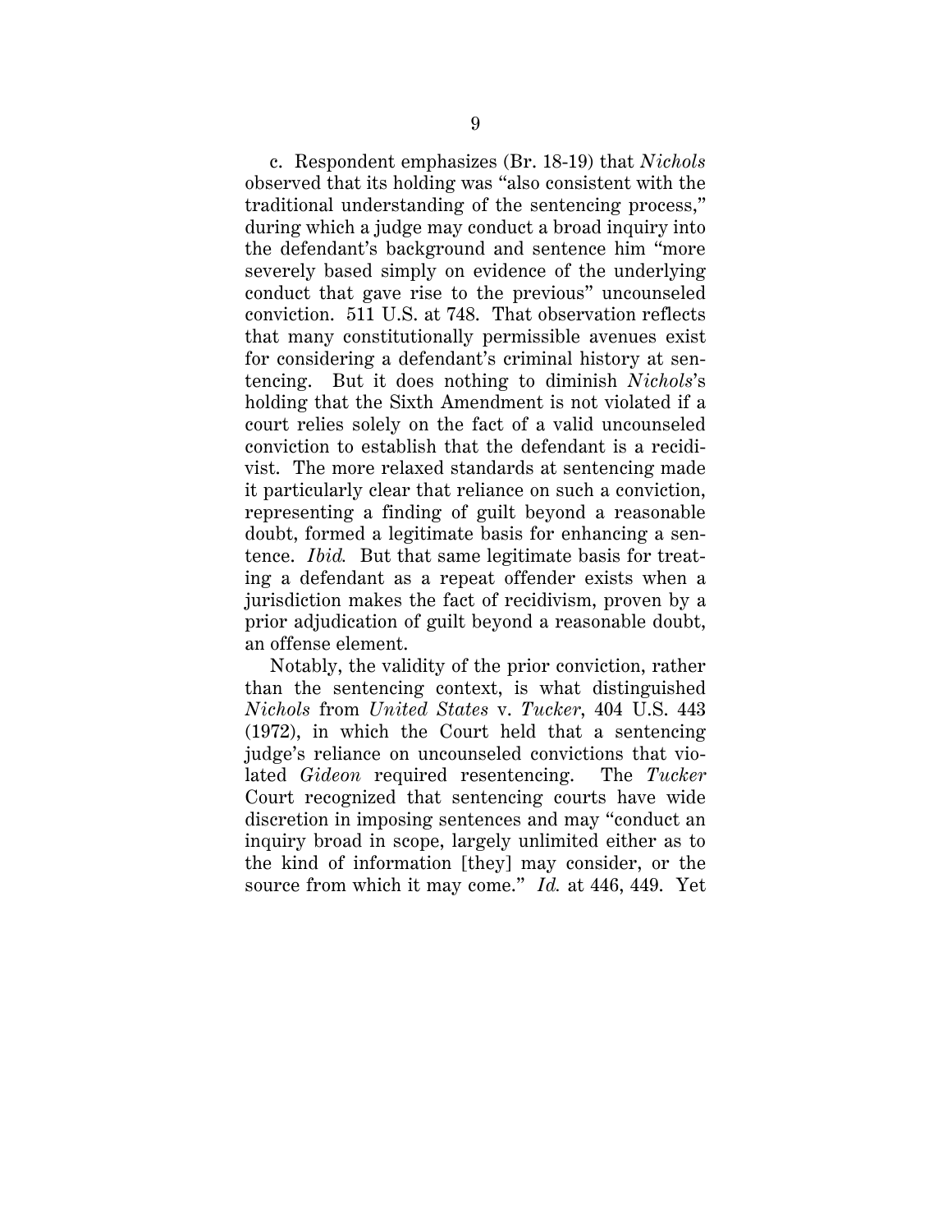c. Respondent emphasizes (Br. 18-19) that *Nichols* observed that its holding was "also consistent with the traditional understanding of the sentencing process," during which a judge may conduct a broad inquiry into the defendant's background and sentence him "more severely based simply on evidence of the underlying conduct that gave rise to the previous" uncounseled conviction. 511 U.S. at 748. That observation reflects that many constitutionally permissible avenues exist for considering a defendant's criminal history at sentencing. But it does nothing to diminish *Nichols*'s holding that the Sixth Amendment is not violated if a court relies solely on the fact of a valid uncounseled conviction to establish that the defendant is a recidivist. The more relaxed standards at sentencing made it particularly clear that reliance on such a conviction, representing a finding of guilt beyond a reasonable doubt, formed a legitimate basis for enhancing a sentence. *Ibid.* But that same legitimate basis for treating a defendant as a repeat offender exists when a jurisdiction makes the fact of recidivism, proven by a prior adjudication of guilt beyond a reasonable doubt, an offense element.

Notably, the validity of the prior conviction, rather than the sentencing context, is what distinguished *Nichols* from *United States* v. *Tucker*, 404 U.S. 443 (1972), in which the Court held that a sentencing judge's reliance on uncounseled convictions that violated *Gideon* required resentencing. The *Tucker* Court recognized that sentencing courts have wide discretion in imposing sentences and may "conduct an inquiry broad in scope, largely unlimited either as to the kind of information [they] may consider, or the source from which it may come." *Id.* at 446, 449. Yet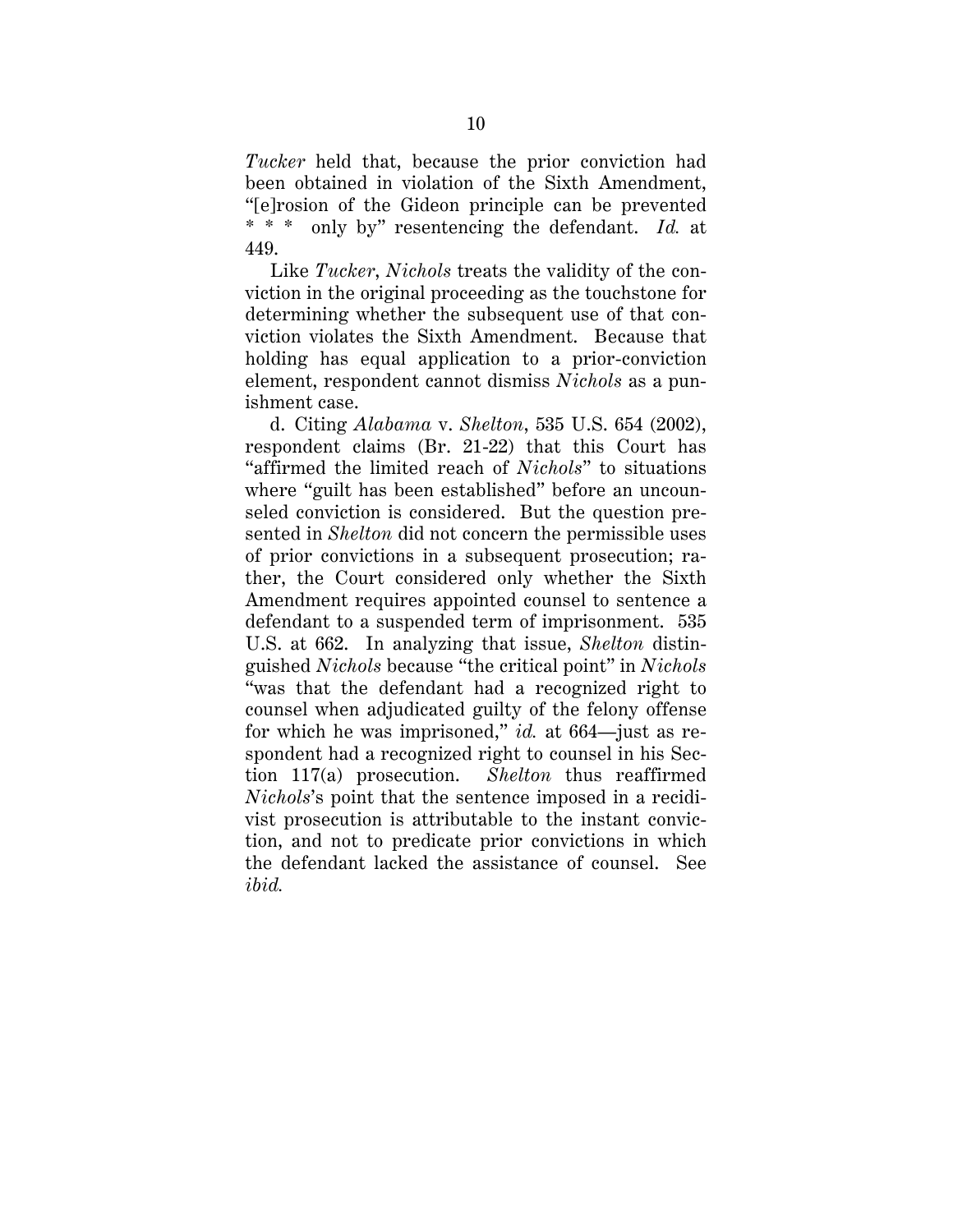*Tucker* held that, because the prior conviction had been obtained in violation of the Sixth Amendment, "[e]rosion of the Gideon principle can be prevented * * * only by" resentencing the defendant. *Id.* at 449.

Like *Tucker*, *Nichols* treats the validity of the conviction in the original proceeding as the touchstone for determining whether the subsequent use of that conviction violates the Sixth Amendment. Because that holding has equal application to a prior-conviction element, respondent cannot dismiss *Nichols* as a punishment case.

d. Citing *Alabama* v. *Shelton*, 535 U.S. 654 (2002), respondent claims (Br. 21-22) that this Court has "affirmed the limited reach of *Nichols*" to situations where "guilt has been established" before an uncounseled conviction is considered. But the question presented in *Shelton* did not concern the permissible uses of prior convictions in a subsequent prosecution; rather, the Court considered only whether the Sixth Amendment requires appointed counsel to sentence a defendant to a suspended term of imprisonment. 535 U.S. at 662. In analyzing that issue, *Shelton* distinguished *Nichols* because "the critical point" in *Nichols* "was that the defendant had a recognized right to counsel when adjudicated guilty of the felony offense for which he was imprisoned," *id.* at 664—just as respondent had a recognized right to counsel in his Section 117(a) prosecution. *Shelton* thus reaffirmed *Nichols*'s point that the sentence imposed in a recidivist prosecution is attributable to the instant conviction, and not to predicate prior convictions in which the defendant lacked the assistance of counsel. See *ibid.*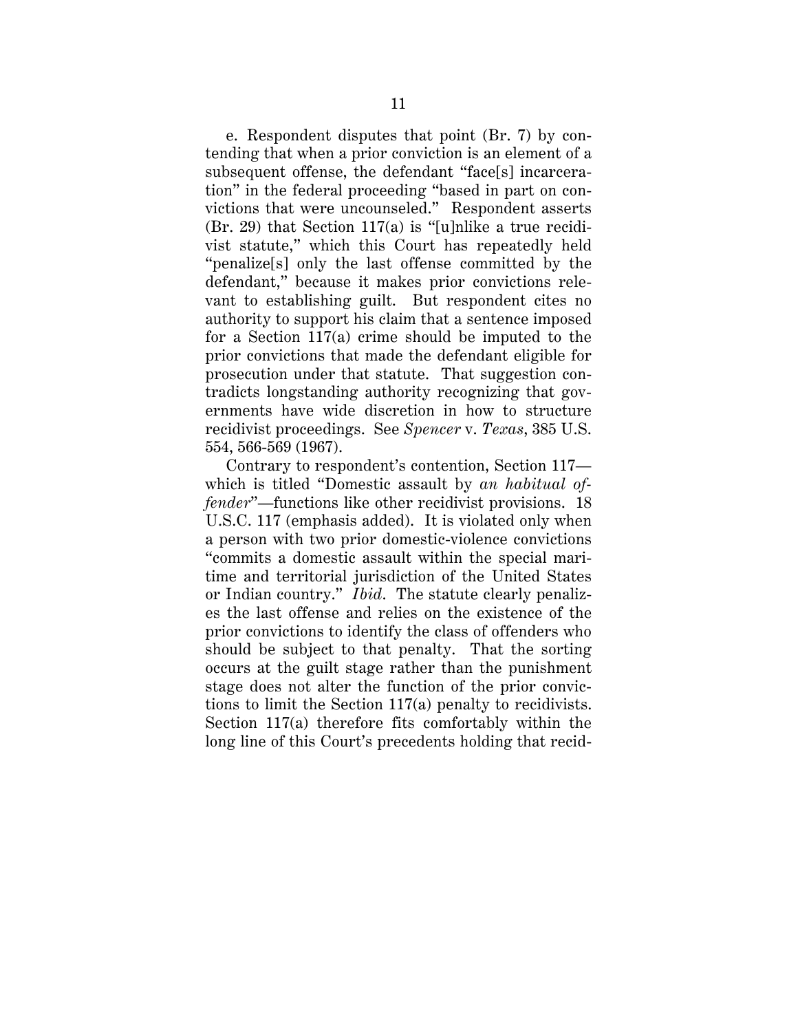e. Respondent disputes that point (Br. 7) by contending that when a prior conviction is an element of a subsequent offense, the defendant "face[s] incarceration" in the federal proceeding "based in part on convictions that were uncounseled." Respondent asserts (Br. 29) that Section 117(a) is "[u]nlike a true recidivist statute," which this Court has repeatedly held "penalize[s] only the last offense committed by the defendant," because it makes prior convictions relevant to establishing guilt. But respondent cites no authority to support his claim that a sentence imposed for a Section 117(a) crime should be imputed to the prior convictions that made the defendant eligible for prosecution under that statute. That suggestion contradicts longstanding authority recognizing that governments have wide discretion in how to structure recidivist proceedings. See *Spencer* v. *Texas*, 385 U.S. 554, 566-569 (1967).

Contrary to respondent's contention, Section 117—which is titled "Domestic assault by *an habitual offender*"—functions like other recidivist provisions. 18 U.S.C. 117 (emphasis added). It is violated only when a person with two prior domestic-violence convictions "commits a domestic assault within the special maritime and territorial jurisdiction of the United States or Indian country." *Ibid*. The statute clearly penalizes the last offense and relies on the existence of the prior convictions to identify the class of offenders who should be subject to that penalty. That the sorting occurs at the guilt stage rather than the punishment stage does not alter the function of the prior convictions to limit the Section 117(a) penalty to recidivists. Section 117(a) therefore fits comfortably within the long line of this Court's precedents holding that recid-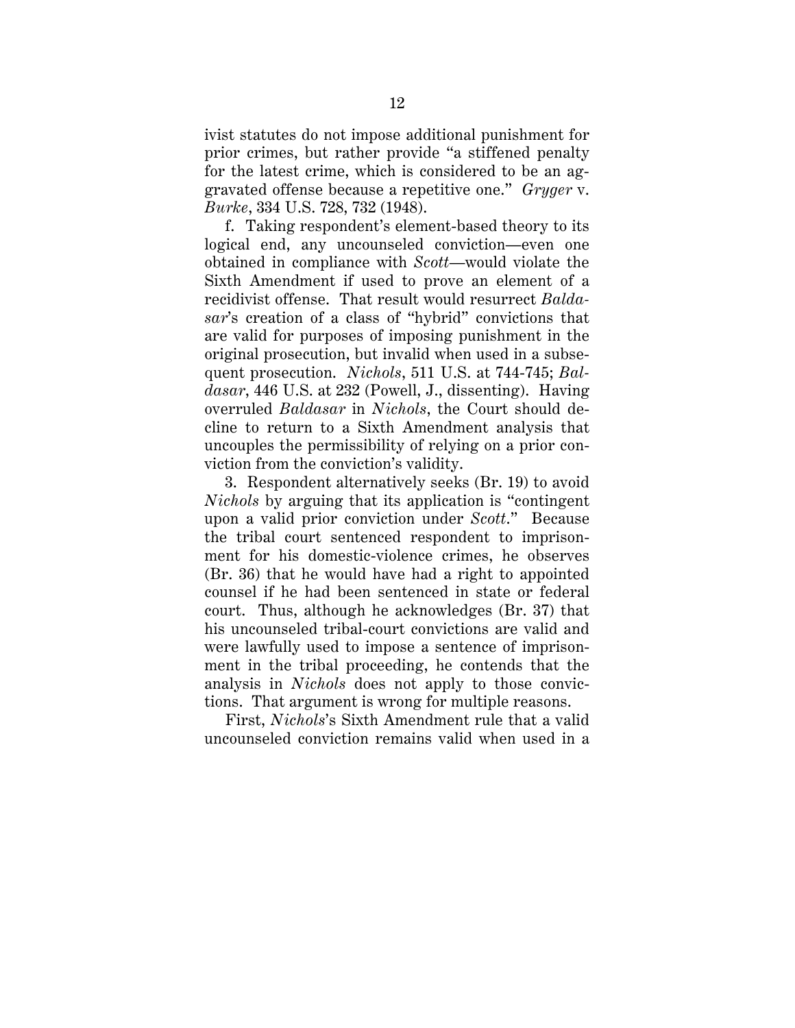ivist statutes do not impose additional punishment for prior crimes, but rather provide "a stiffened penalty for the latest crime, which is considered to be an aggravated offense because a repetitive one." *Gryger* v. *Burke*, 334 U.S. 728, 732 (1948).

f. Taking respondent's element-based theory to its logical end, any uncounseled conviction—even one obtained in compliance with *Scott*—would violate the Sixth Amendment if used to prove an element of a recidivist offense. That result would resurrect *Baldasar*'s creation of a class of "hybrid" convictions that are valid for purposes of imposing punishment in the original prosecution, but invalid when used in a subsequent prosecution. *Nichols*, 511 U.S. at 744-745; *Baldasar*, 446 U.S. at 232 (Powell, J., dissenting). Having overruled *Baldasar* in *Nichols*, the Court should decline to return to a Sixth Amendment analysis that uncouples the permissibility of relying on a prior conviction from the conviction's validity.

3. Respondent alternatively seeks (Br. 19) to avoid *Nichols* by arguing that its application is "contingent upon a valid prior conviction under *Scott*." Because the tribal court sentenced respondent to imprisonment for his domestic-violence crimes, he observes (Br. 36) that he would have had a right to appointed counsel if he had been sentenced in state or federal court. Thus, although he acknowledges (Br. 37) that his uncounseled tribal-court convictions are valid and were lawfully used to impose a sentence of imprisonment in the tribal proceeding, he contends that the analysis in *Nichols* does not apply to those convictions. That argument is wrong for multiple reasons.

First, *Nichols*'s Sixth Amendment rule that a valid uncounseled conviction remains valid when used in a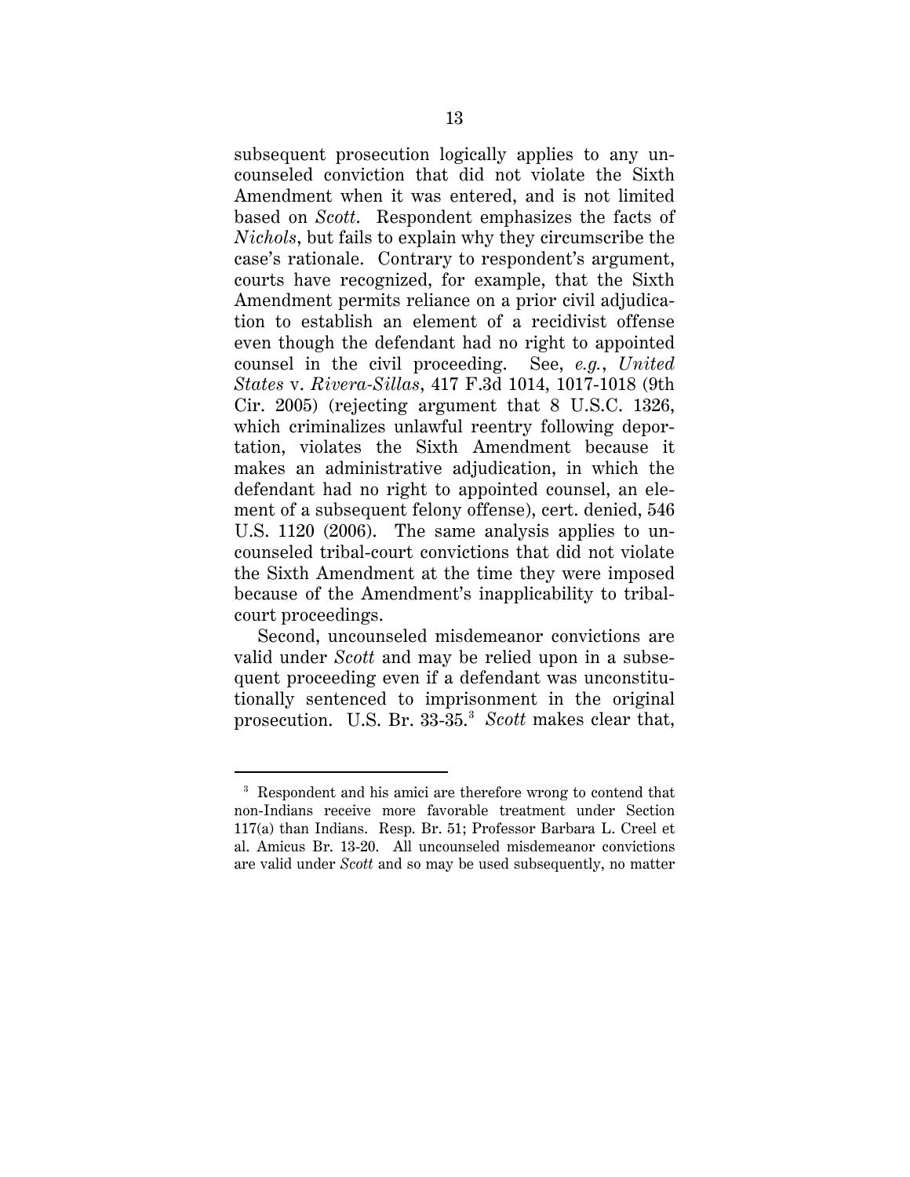subsequent prosecution logically applies to any uncounseled conviction that did not violate the Sixth Amendment when it was entered, and is not limited based on *Scott*. Respondent emphasizes the facts of *Nichols*, but fails to explain why they circumscribe the case's rationale. Contrary to respondent's argument, courts have recognized, for example, that the Sixth Amendment permits reliance on a prior civil adjudication to establish an element of a recidivist offense even though the defendant had no right to appointed counsel in the civil proceeding. See, *e.g.*, *United States* v. *Rivera-Sillas*, 417 F.3d 1014, 1017-1018 (9th Cir. 2005) (rejecting argument that 8 U.S.C. 1326, which criminalizes unlawful reentry following deportation, violates the Sixth Amendment because it makes an administrative adjudication, in which the defendant had no right to appointed counsel, an element of a subsequent felony offense), cert. denied, 546 U.S. 1120 (2006). The same analysis applies to uncounseled tribal-court convictions that did not violate the Sixth Amendment at the time they were imposed because of the Amendment's inapplicability to tribal-court proceedings.

Second, uncounseled misdemeanor convictions are valid under *Scott* and may be relied upon in a subsequent proceeding even if a defendant was unconstitutionally sentenced to imprisonment in the original prosecution. U.S. Br. 33-35.[3] *Scott* makes clear that,

[3] Respondent and his amici are therefore wrong to contend that non-Indians receive more favorable treatment under Section 117(a) than Indians. Resp. Br. 51; Professor Barbara L. Creel et al. Amicus Br. 13-20. All uncounseled misdemeanor convictions are valid under *Scott* and so may be used subsequently, no matter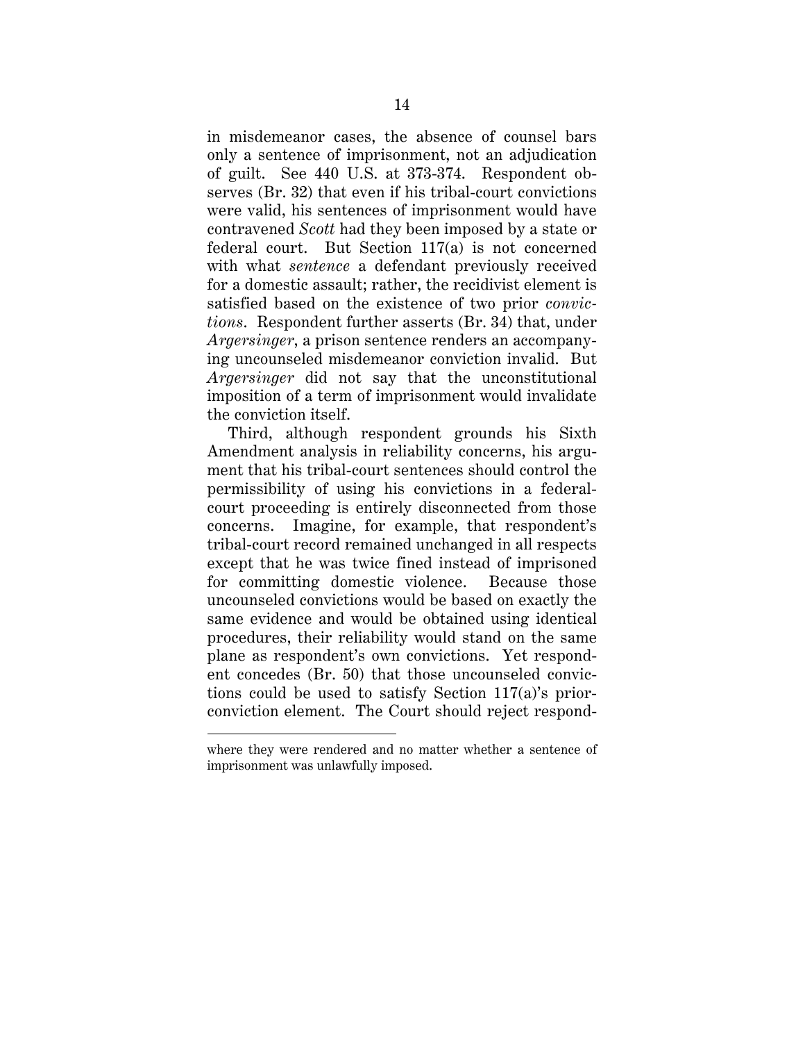in misdemeanor cases, the absence of counsel bars only a sentence of imprisonment, not an adjudication of guilt. See 440 U.S. at 373-374. Respondent observes (Br. 32) that even if his tribal-court convictions were valid, his sentences of imprisonment would have contravened *Scott* had they been imposed by a state or federal court. But Section 117(a) is not concerned with what *sentence* a defendant previously received for a domestic assault; rather, the recidivist element is satisfied based on the existence of two prior *convictions*. Respondent further asserts (Br. 34) that, under *Argersinger*, a prison sentence renders an accompanying uncounseled misdemeanor conviction invalid. But *Argersinger* did not say that the unconstitutional imposition of a term of imprisonment would invalidate the conviction itself.

Third, although respondent grounds his Sixth Amendment analysis in reliability concerns, his argument that his tribal-court sentences should control the permissibility of using his convictions in a federal-court proceeding is entirely disconnected from those concerns. Imagine, for example, that respondent's tribal-court record remained unchanged in all respects except that he was twice fined instead of imprisoned for committing domestic violence. Because those uncounseled convictions would be based on exactly the same evidence and would be obtained using identical procedures, their reliability would stand on the same plane as respondent's own convictions. Yet respondent concedes (Br. 50) that those uncounseled convictions could be used to satisfy Section 117(a)'s prior-conviction element. The Court should reject respond-

---

where they were rendered and no matter whether a sentence of imprisonment was unlawfully imposed.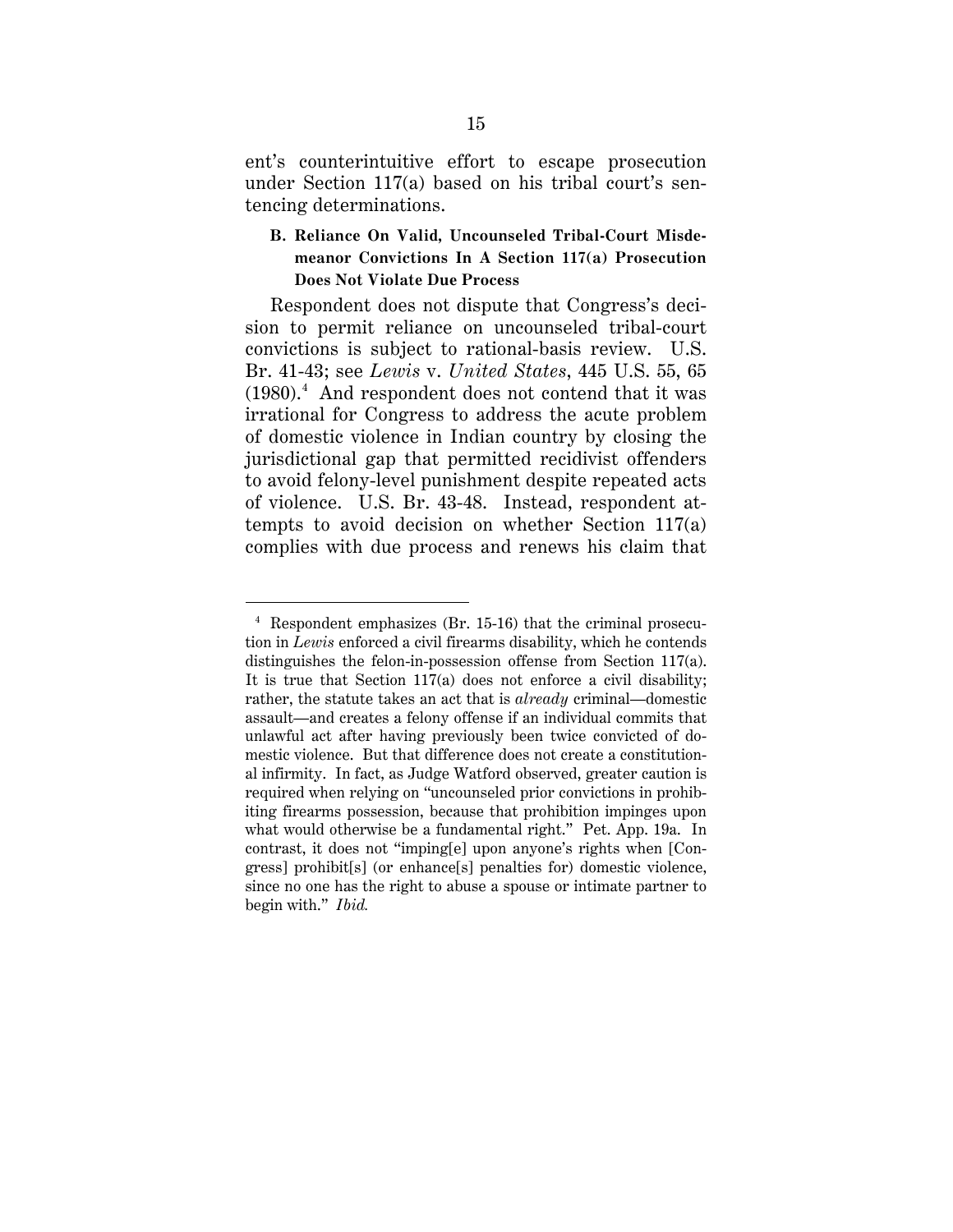ent's counterintuitive effort to escape prosecution under Section 117(a) based on his tribal court's sentencing determinations.

### B. Reliance On Valid, Uncounseled Tribal-Court Misdemeanor Convictions In A Section 117(a) Prosecution Does Not Violate Due Process

Respondent does not dispute that Congress's decision to permit reliance on uncounseled tribal-court convictions is subject to rational-basis review. U.S. Br. 41-43; see *Lewis* v. *United States*, 445 U.S. 55, 65 (1980).[4] And respondent does not contend that it was irrational for Congress to address the acute problem of domestic violence in Indian country by closing the jurisdictional gap that permitted recidivist offenders to avoid felony-level punishment despite repeated acts of violence. U.S. Br. 43-48. Instead, respondent attempts to avoid decision on whether Section 117(a) complies with due process and renews his claim that

---

[4] Respondent emphasizes (Br. 15-16) that the criminal prosecution in *Lewis* enforced a civil firearms disability, which he contends distinguishes the felon-in-possession offense from Section 117(a). It is true that Section 117(a) does not enforce a civil disability; rather, the statute takes an act that is *already* criminal—domestic assault—and creates a felony offense if an individual commits that unlawful act after having previously been twice convicted of domestic violence. But that difference does not create a constitutional infirmity. In fact, as Judge Watford observed, greater caution is required when relying on "uncounseled prior convictions in prohibiting firearms possession, because that prohibition impinges upon what would otherwise be a fundamental right." Pet. App. 19a. In contrast, it does not "imping[e] upon anyone's rights when [Congress] prohibit[s] (or enhance[s] penalties for) domestic violence, since no one has the right to abuse a spouse or intimate partner to begin with." *Ibid.*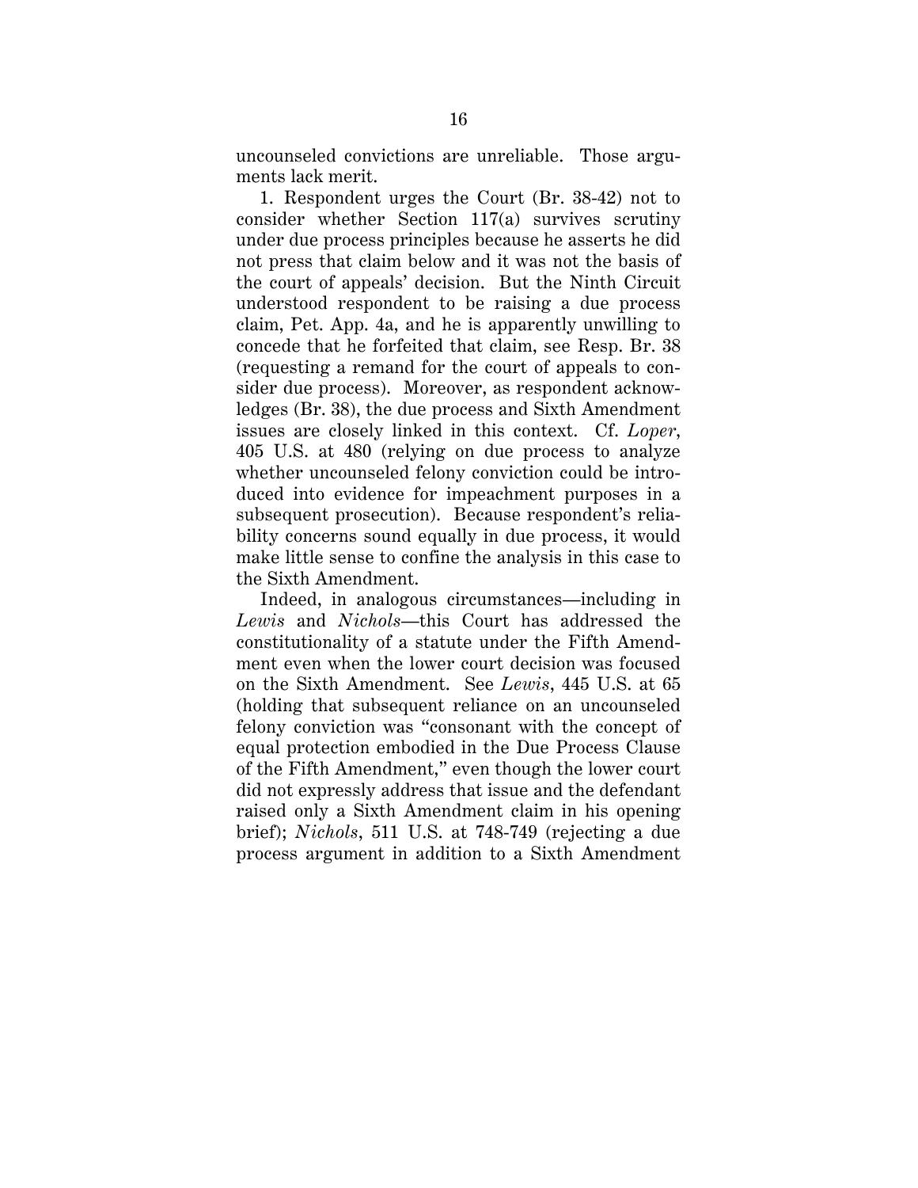uncounseled convictions are unreliable. Those arguments lack merit.

1. Respondent urges the Court (Br. 38-42) not to consider whether Section 117(a) survives scrutiny under due process principles because he asserts he did not press that claim below and it was not the basis of the court of appeals' decision. But the Ninth Circuit understood respondent to be raising a due process claim, Pet. App. 4a, and he is apparently unwilling to concede that he forfeited that claim, see Resp. Br. 38 (requesting a remand for the court of appeals to consider due process). Moreover, as respondent acknowledges (Br. 38), the due process and Sixth Amendment issues are closely linked in this context. Cf. *Loper*, 405 U.S. at 480 (relying on due process to analyze whether uncounseled felony conviction could be introduced into evidence for impeachment purposes in a subsequent prosecution). Because respondent's reliability concerns sound equally in due process, it would make little sense to confine the analysis in this case to the Sixth Amendment.

Indeed, in analogous circumstances—including in *Lewis* and *Nichols*—this Court has addressed the constitutionality of a statute under the Fifth Amendment even when the lower court decision was focused on the Sixth Amendment. See *Lewis*, 445 U.S. at 65 (holding that subsequent reliance on an uncounseled felony conviction was "consonant with the concept of equal protection embodied in the Due Process Clause of the Fifth Amendment," even though the lower court did not expressly address that issue and the defendant raised only a Sixth Amendment claim in his opening brief); *Nichols*, 511 U.S. at 748-749 (rejecting a due process argument in addition to a Sixth Amendment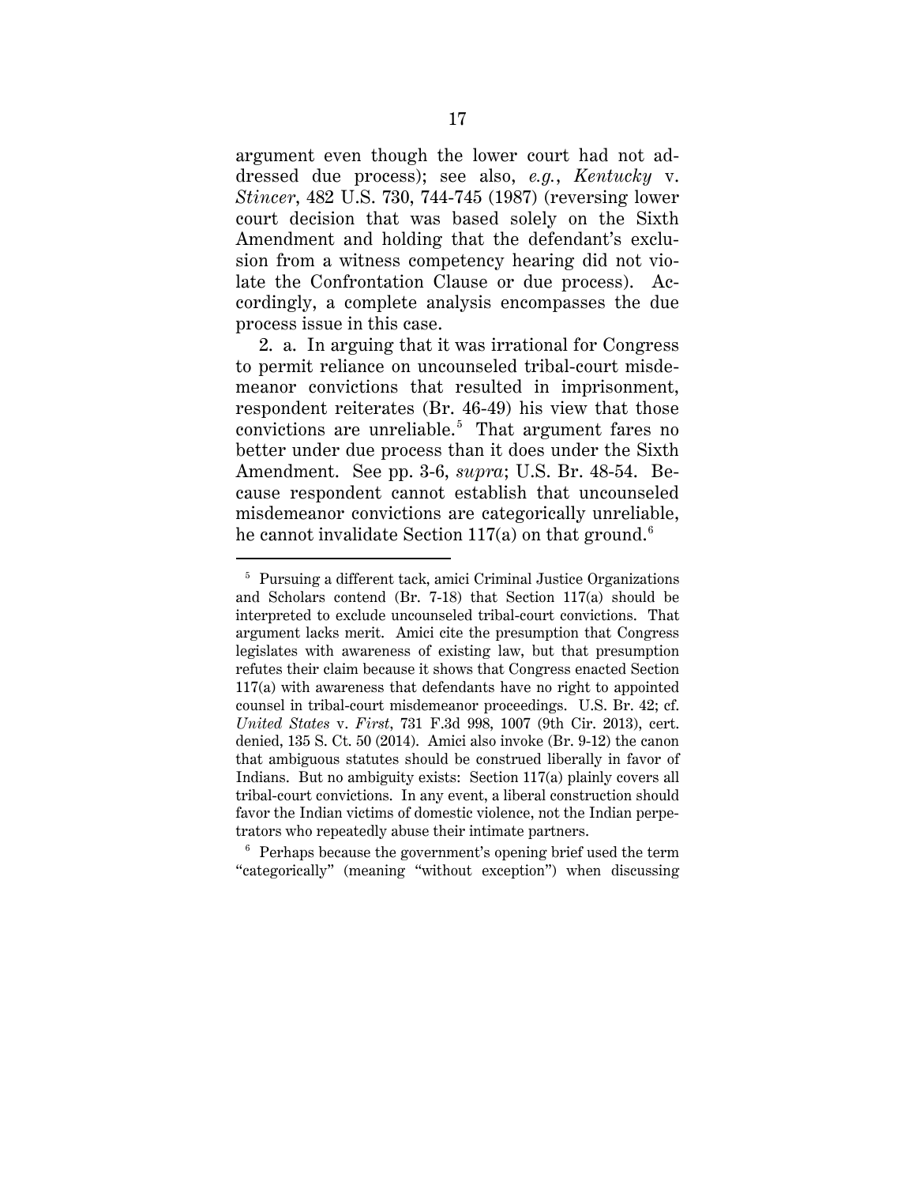argument even though the lower court had not addressed due process); see also, *e.g.*, *Kentucky* v. *Stincer*, 482 U.S. 730, 744-745 (1987) (reversing lower court decision that was based solely on the Sixth Amendment and holding that the defendant's exclusion from a witness competency hearing did not violate the Confrontation Clause or due process). Accordingly, a complete analysis encompasses the due process issue in this case.

2. a. In arguing that it was irrational for Congress to permit reliance on uncounseled tribal-court misdemeanor convictions that resulted in imprisonment, respondent reiterates (Br. 46-49) his view that those convictions are unreliable.[5] That argument fares no better under due process than it does under the Sixth Amendment. See pp. 3-6, *supra*; U.S. Br. 48-54. Because respondent cannot establish that uncounseled misdemeanor convictions are categorically unreliable, he cannot invalidate Section 117(a) on that ground.[6]

---

[5] Pursuing a different tack, amici Criminal Justice Organizations and Scholars contend (Br. 7-18) that Section 117(a) should be interpreted to exclude uncounseled tribal-court convictions. That argument lacks merit. Amici cite the presumption that Congress legislates with awareness of existing law, but that presumption refutes their claim because it shows that Congress enacted Section 117(a) with awareness that defendants have no right to appointed counsel in tribal-court misdemeanor proceedings. U.S. Br. 42; cf. *United States* v. *First*, 731 F.3d 998, 1007 (9th Cir. 2013), cert. denied, 135 S. Ct. 50 (2014). Amici also invoke (Br. 9-12) the canon that ambiguous statutes should be construed liberally in favor of Indians. But no ambiguity exists: Section 117(a) plainly covers all tribal-court convictions. In any event, a liberal construction should favor the Indian victims of domestic violence, not the Indian perpetrators who repeatedly abuse their intimate partners.

[6] Perhaps because the government's opening brief used the term "categorically" (meaning "without exception") when discussing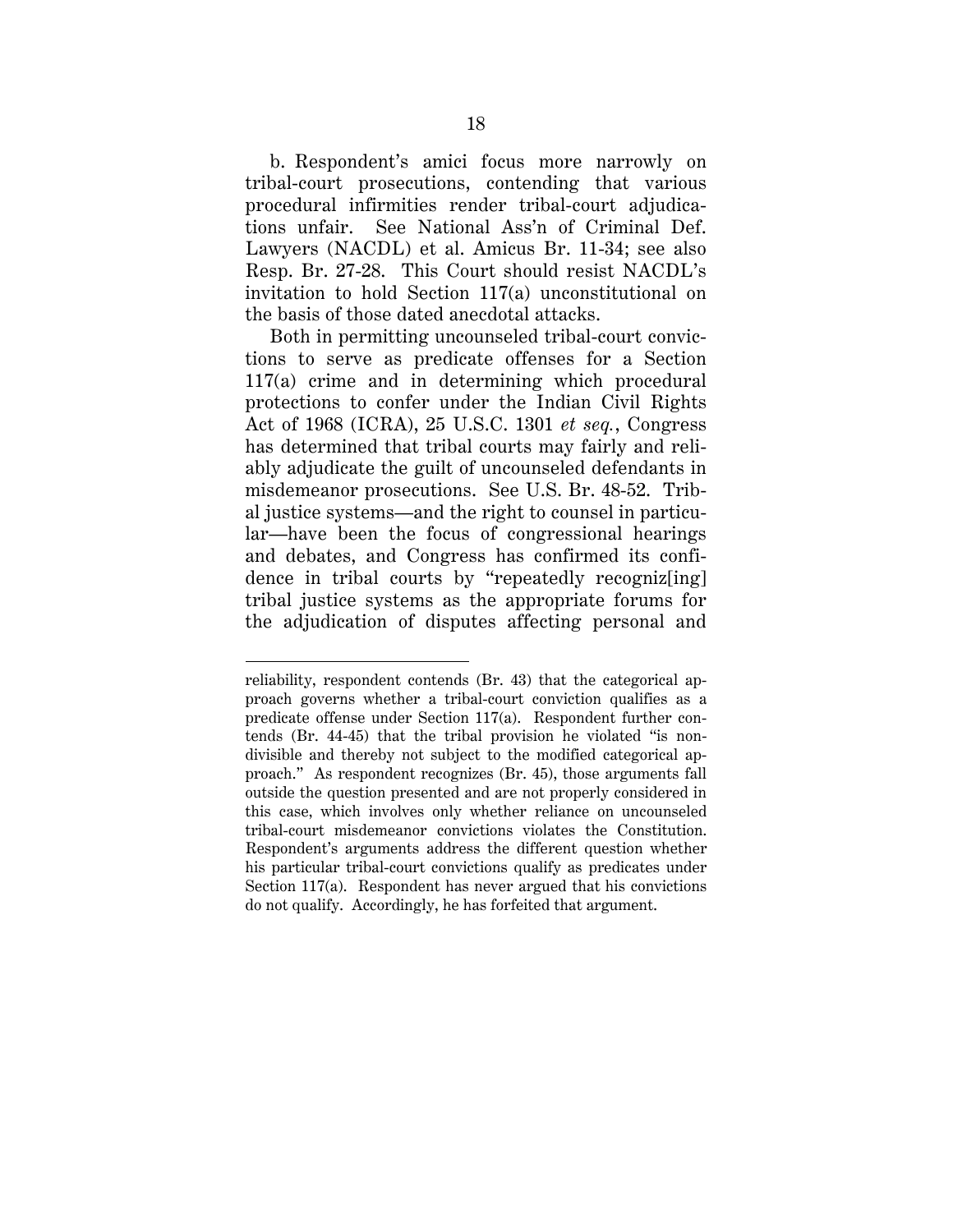b. Respondent's amici focus more narrowly on tribal-court prosecutions, contending that various procedural infirmities render tribal-court adjudications unfair. See National Ass'n of Criminal Def. Lawyers (NACDL) et al. Amicus Br. 11-34; see also Resp. Br. 27-28. This Court should resist NACDL's invitation to hold Section 117(a) unconstitutional on the basis of those dated anecdotal attacks.

Both in permitting uncounseled tribal-court convictions to serve as predicate offenses for a Section 117(a) crime and in determining which procedural protections to confer under the Indian Civil Rights Act of 1968 (ICRA), 25 U.S.C. 1301 *et seq.*, Congress has determined that tribal courts may fairly and reliably adjudicate the guilt of uncounseled defendants in misdemeanor prosecutions. See U.S. Br. 48-52. Tribal justice systems—and the right to counsel in particular—have been the focus of congressional hearings and debates, and Congress has confirmed its confidence in tribal courts by "repeatedly recogniz[ing] tribal justice systems as the appropriate forums for the adjudication of disputes affecting personal and

---

reliability, respondent contends (Br. 43) that the categorical approach governs whether a tribal-court conviction qualifies as a predicate offense under Section 117(a). Respondent further contends (Br. 44-45) that the tribal provision he violated "is non-divisible and thereby not subject to the modified categorical approach." As respondent recognizes (Br. 45), those arguments fall outside the question presented and are not properly considered in this case, which involves only whether reliance on uncounseled tribal-court misdemeanor convictions violates the Constitution. Respondent's arguments address the different question whether his particular tribal-court convictions qualify as predicates under Section 117(a). Respondent has never argued that his convictions do not qualify. Accordingly, he has forfeited that argument.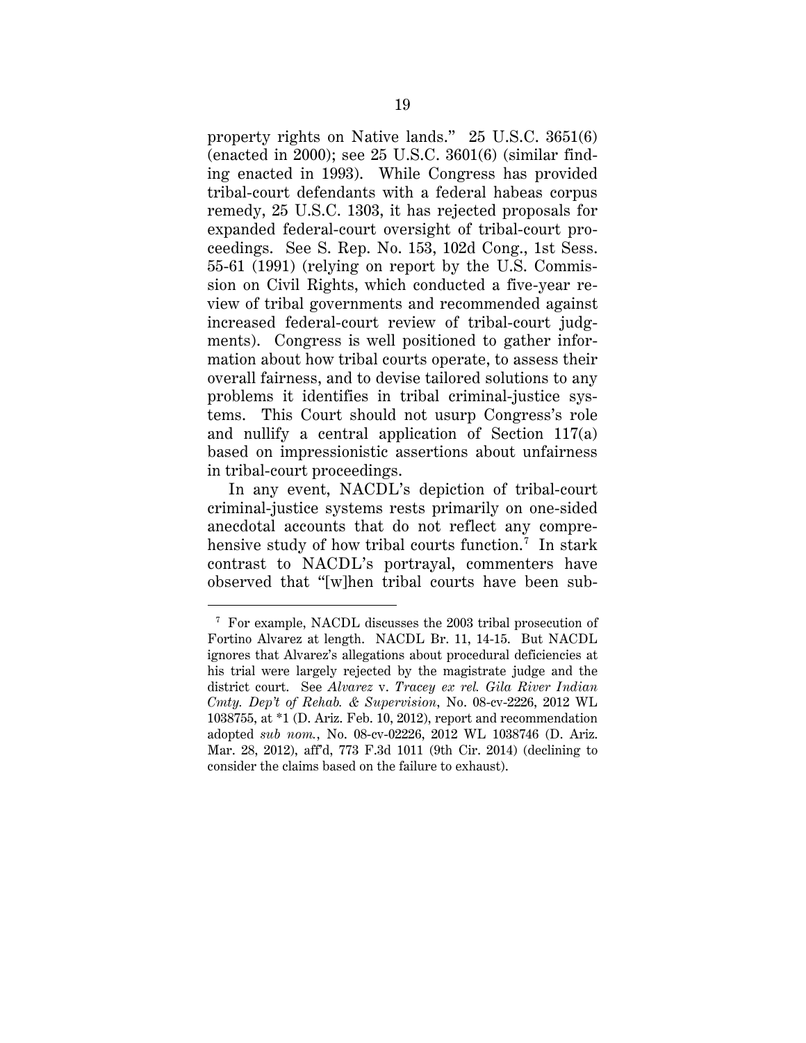property rights on Native lands." 25 U.S.C. 3651(6) (enacted in 2000); see 25 U.S.C. 3601(6) (similar finding enacted in 1993). While Congress has provided tribal-court defendants with a federal habeas corpus remedy, 25 U.S.C. 1303, it has rejected proposals for expanded federal-court oversight of tribal-court proceedings. See S. Rep. No. 153, 102d Cong., 1st Sess. 55-61 (1991) (relying on report by the U.S. Commission on Civil Rights, which conducted a five-year review of tribal governments and recommended against increased federal-court review of tribal-court judgments). Congress is well positioned to gather information about how tribal courts operate, to assess their overall fairness, and to devise tailored solutions to any problems it identifies in tribal criminal-justice systems. This Court should not usurp Congress's role and nullify a central application of Section 117(a) based on impressionistic assertions about unfairness in tribal-court proceedings.

In any event, NACDL's depiction of tribal-court criminal-justice systems rests primarily on one-sided anecdotal accounts that do not reflect any comprehensive study of how tribal courts function.[7] In stark contrast to NACDL's portrayal, commenters have observed that "[w]hen tribal courts have been sub-

---

[7] For example, NACDL discusses the 2003 tribal prosecution of Fortino Alvarez at length. NACDL Br. 11, 14-15. But NACDL ignores that Alvarez's allegations about procedural deficiencies at his trial were largely rejected by the magistrate judge and the district court. See *Alvarez* v. *Tracey ex rel. Gila River Indian Cmty. Dep't of Rehab. & Supervision*, No. 08-cv-2226, 2012 WL 1038755, at *1 (D. Ariz. Feb. 10, 2012), report and recommendation adopted *sub nom.*, No. 08-cv-02226, 2012 WL 1038746 (D. Ariz. Mar. 28, 2012), aff'd, 773 F.3d 1011 (9th Cir. 2014) (declining to consider the claims based on the failure to exhaust).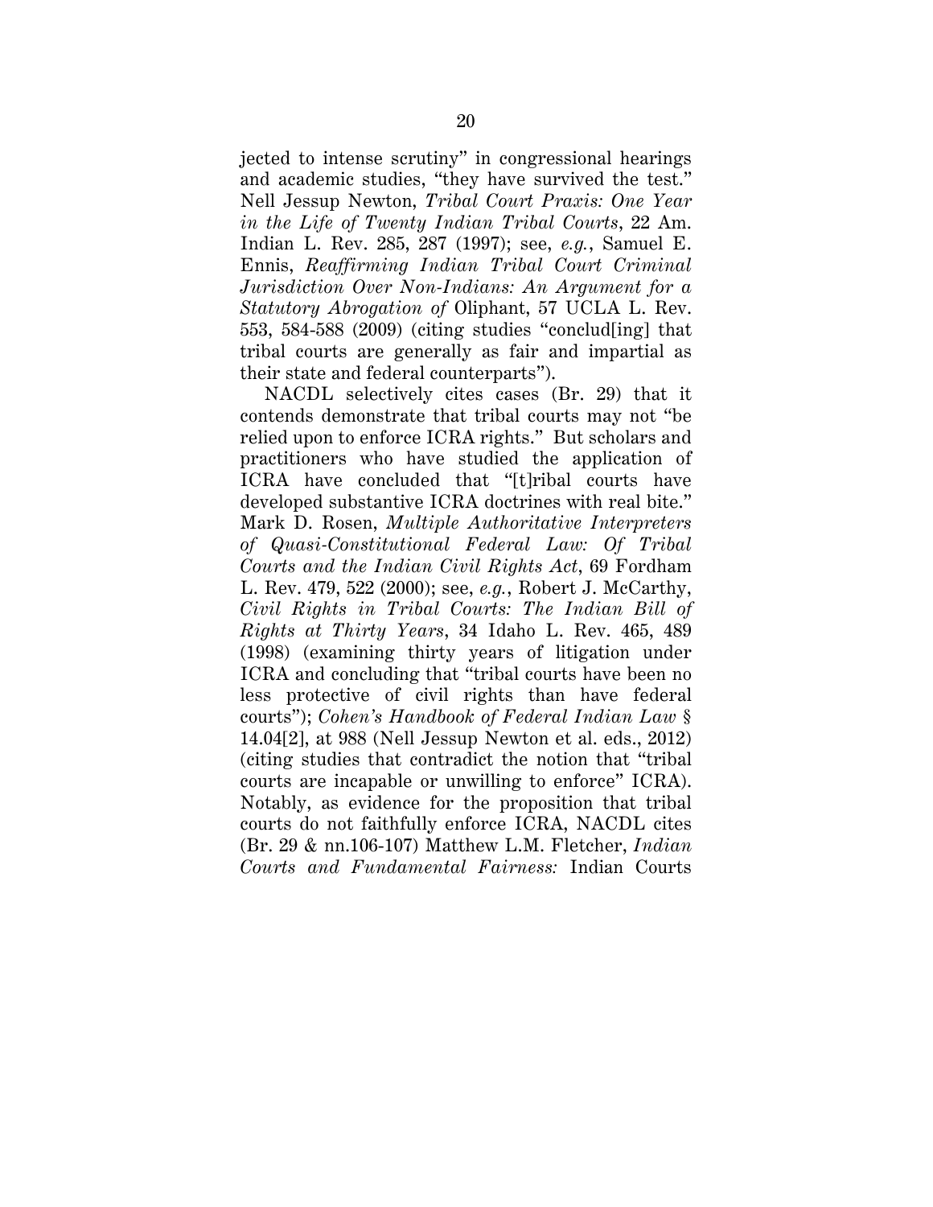jected to intense scrutiny" in congressional hearings and academic studies, "they have survived the test." Nell Jessup Newton, *Tribal Court Praxis: One Year in the Life of Twenty Indian Tribal Courts*, 22 Am. Indian L. Rev. 285, 287 (1997); see, *e.g.*, Samuel E. Ennis, *Reaffirming Indian Tribal Court Criminal Jurisdiction Over Non-Indians: An Argument for a Statutory Abrogation of* Oliphant, 57 UCLA L. Rev. 553, 584-588 (2009) (citing studies "conclud[ing] that tribal courts are generally as fair and impartial as their state and federal counterparts").

NACDL selectively cites cases (Br. 29) that it contends demonstrate that tribal courts may not "be relied upon to enforce ICRA rights." But scholars and practitioners who have studied the application of ICRA have concluded that "[t]ribal courts have developed substantive ICRA doctrines with real bite." Mark D. Rosen, *Multiple Authoritative Interpreters of Quasi-Constitutional Federal Law: Of Tribal Courts and the Indian Civil Rights Act*, 69 Fordham L. Rev. 479, 522 (2000); see, *e.g.*, Robert J. McCarthy, *Civil Rights in Tribal Courts: The Indian Bill of Rights at Thirty Years*, 34 Idaho L. Rev. 465, 489 (1998) (examining thirty years of litigation under ICRA and concluding that "tribal courts have been no less protective of civil rights than have federal courts"); *Cohen's Handbook of Federal Indian Law* § 14.04[2], at 988 (Nell Jessup Newton et al. eds., 2012) (citing studies that contradict the notion that "tribal courts are incapable or unwilling to enforce" ICRA). Notably, as evidence for the proposition that tribal courts do not faithfully enforce ICRA, NACDL cites (Br. 29 & nn.106-107) Matthew L.M. Fletcher, *Indian Courts and Fundamental Fairness:* Indian Courts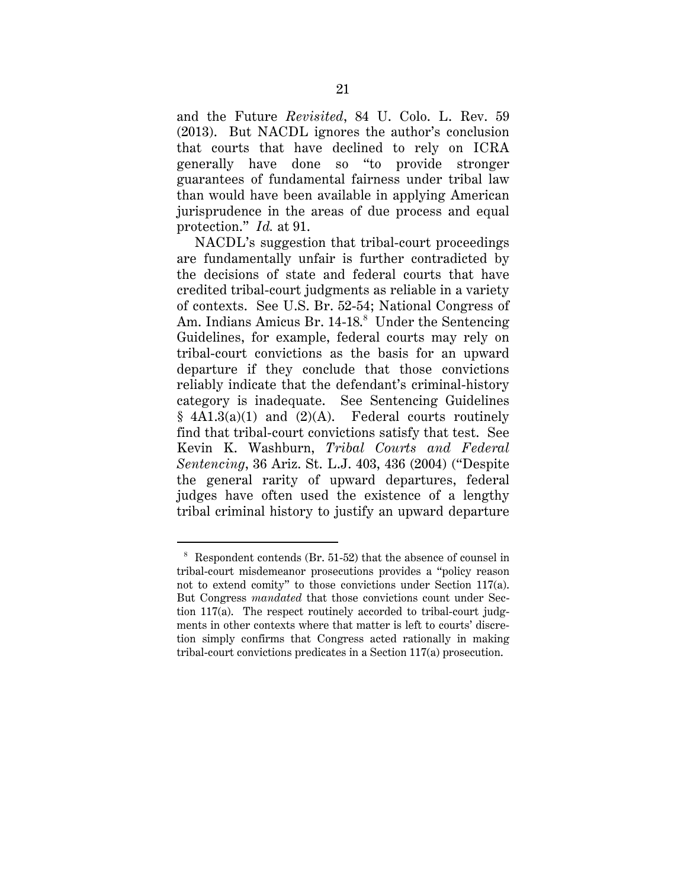and the Future *Revisited*, 84 U. Colo. L. Rev. 59 (2013). But NACDL ignores the author's conclusion that courts that have declined to rely on ICRA generally have done so "to provide stronger guarantees of fundamental fairness under tribal law than would have been available in applying American jurisprudence in the areas of due process and equal protection." *Id.* at 91.

NACDL's suggestion that tribal-court proceedings are fundamentally unfair is further contradicted by the decisions of state and federal courts that have credited tribal-court judgments as reliable in a variety of contexts. See U.S. Br. 52-54; National Congress of Am. Indians Amicus Br. 14-18.[8] Under the Sentencing Guidelines, for example, federal courts may rely on tribal-court convictions as the basis for an upward departure if they conclude that those convictions reliably indicate that the defendant's criminal-history category is inadequate. See Sentencing Guidelines § 4A1.3(a)(1) and (2)(A). Federal courts routinely find that tribal-court convictions satisfy that test. See Kevin K. Washburn, *Tribal Courts and Federal Sentencing*, 36 Ariz. St. L.J. 403, 436 (2004) ("Despite the general rarity of upward departures, federal judges have often used the existence of a lengthy tribal criminal history to justify an upward departure

---

[8] Respondent contends (Br. 51-52) that the absence of counsel in tribal-court misdemeanor prosecutions provides a "policy reason not to extend comity" to those convictions under Section 117(a). But Congress *mandated* that those convictions count under Section 117(a). The respect routinely accorded to tribal-court judgments in other contexts where that matter is left to courts' discretion simply confirms that Congress acted rationally in making tribal-court convictions predicates in a Section 117(a) prosecution.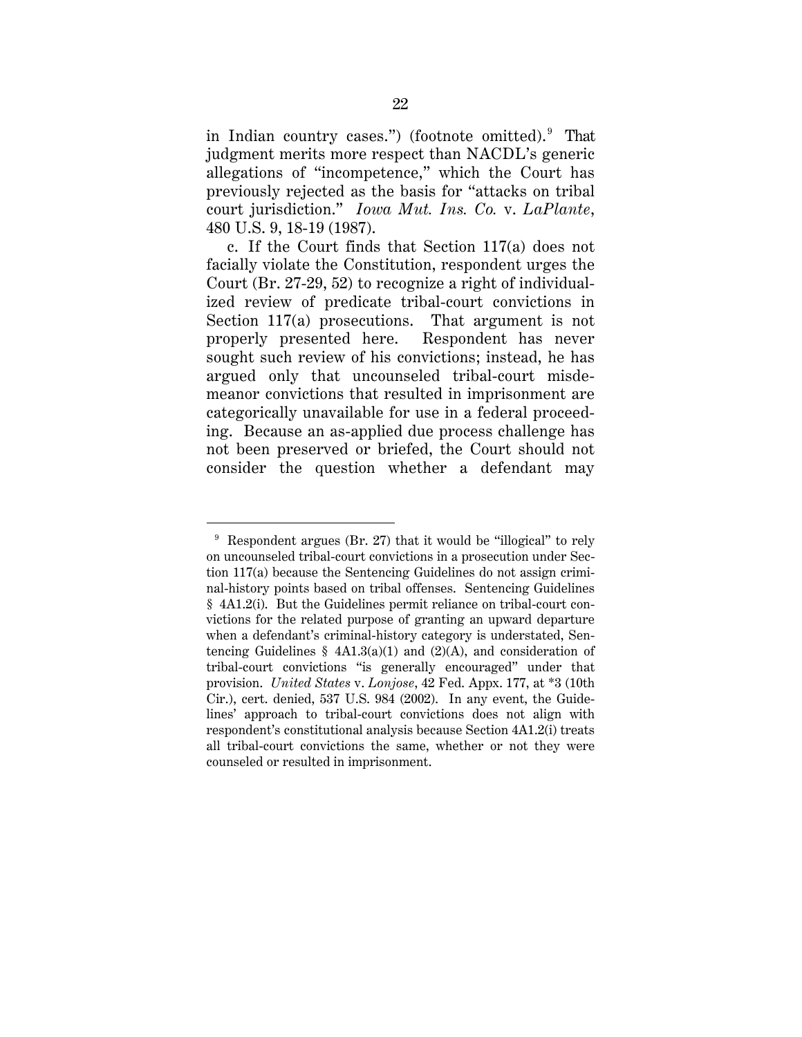in Indian country cases.") (footnote omitted).[9] That judgment merits more respect than NACDL's generic allegations of "incompetence," which the Court has previously rejected as the basis for "attacks on tribal court jurisdiction." *Iowa Mut. Ins. Co.* v. *LaPlante*, 480 U.S. 9, 18-19 (1987).

c. If the Court finds that Section 117(a) does not facially violate the Constitution, respondent urges the Court (Br. 27-29, 52) to recognize a right of individualized review of predicate tribal-court convictions in Section 117(a) prosecutions. That argument is not properly presented here. Respondent has never sought such review of his convictions; instead, he has argued only that uncounseled tribal-court misdemeanor convictions that resulted in imprisonment are categorically unavailable for use in a federal proceeding. Because an as-applied due process challenge has not been preserved or briefed, the Court should not consider the question whether a defendant may

---

[9] Respondent argues (Br. 27) that it would be "illogical" to rely on uncounseled tribal-court convictions in a prosecution under Section 117(a) because the Sentencing Guidelines do not assign criminal-history points based on tribal offenses. Sentencing Guidelines § 4A1.2(i). But the Guidelines permit reliance on tribal-court convictions for the related purpose of granting an upward departure when a defendant's criminal-history category is understated, Sentencing Guidelines § 4A1.3(a)(1) and (2)(A), and consideration of tribal-court convictions "is generally encouraged" under that provision. *United States* v. *Lonjose*, 42 Fed. Appx. 177, at \*3 (10th Cir.), cert. denied, 537 U.S. 984 (2002). In any event, the Guidelines' approach to tribal-court convictions does not align with respondent's constitutional analysis because Section 4A1.2(i) treats all tribal-court convictions the same, whether or not they were counseled or resulted in imprisonment.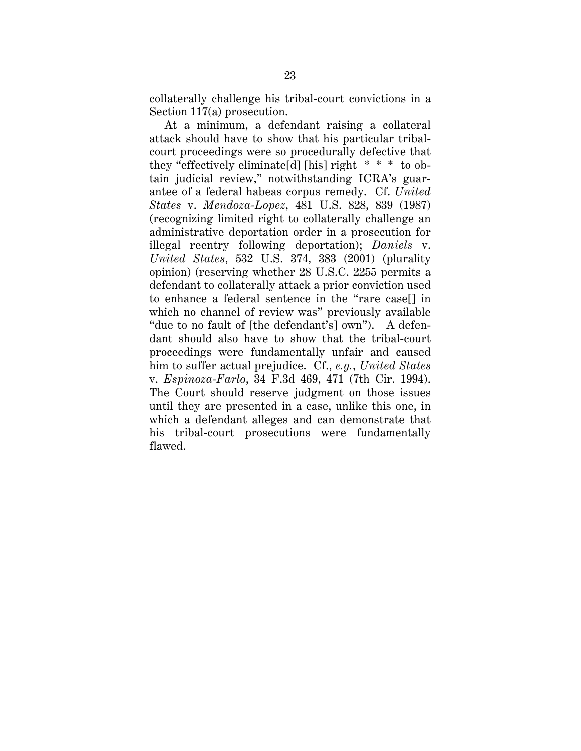collaterally challenge his tribal-court convictions in a Section 117(a) prosecution.

At a minimum, a defendant raising a collateral attack should have to show that his particular tribal-court proceedings were so procedurally defective that they "effectively eliminate[d] [his] right * * * to obtain judicial review," notwithstanding ICRA's guarantee of a federal habeas corpus remedy. Cf. *United States* v. *Mendoza-Lopez*, 481 U.S. 828, 839 (1987) (recognizing limited right to collaterally challenge an administrative deportation order in a prosecution for illegal reentry following deportation); *Daniels* v. *United States*, 532 U.S. 374, 383 (2001) (plurality opinion) (reserving whether 28 U.S.C. 2255 permits a defendant to collaterally attack a prior conviction used to enhance a federal sentence in the "rare case[] in which no channel of review was" previously available "due to no fault of [the defendant's] own"). A defendant should also have to show that the tribal-court proceedings were fundamentally unfair and caused him to suffer actual prejudice. Cf., *e.g.*, *United States* v. *Espinoza-Farlo*, 34 F.3d 469, 471 (7th Cir. 1994). The Court should reserve judgment on those issues until they are presented in a case, unlike this one, in which a defendant alleges and can demonstrate that his tribal-court prosecutions were fundamentally flawed.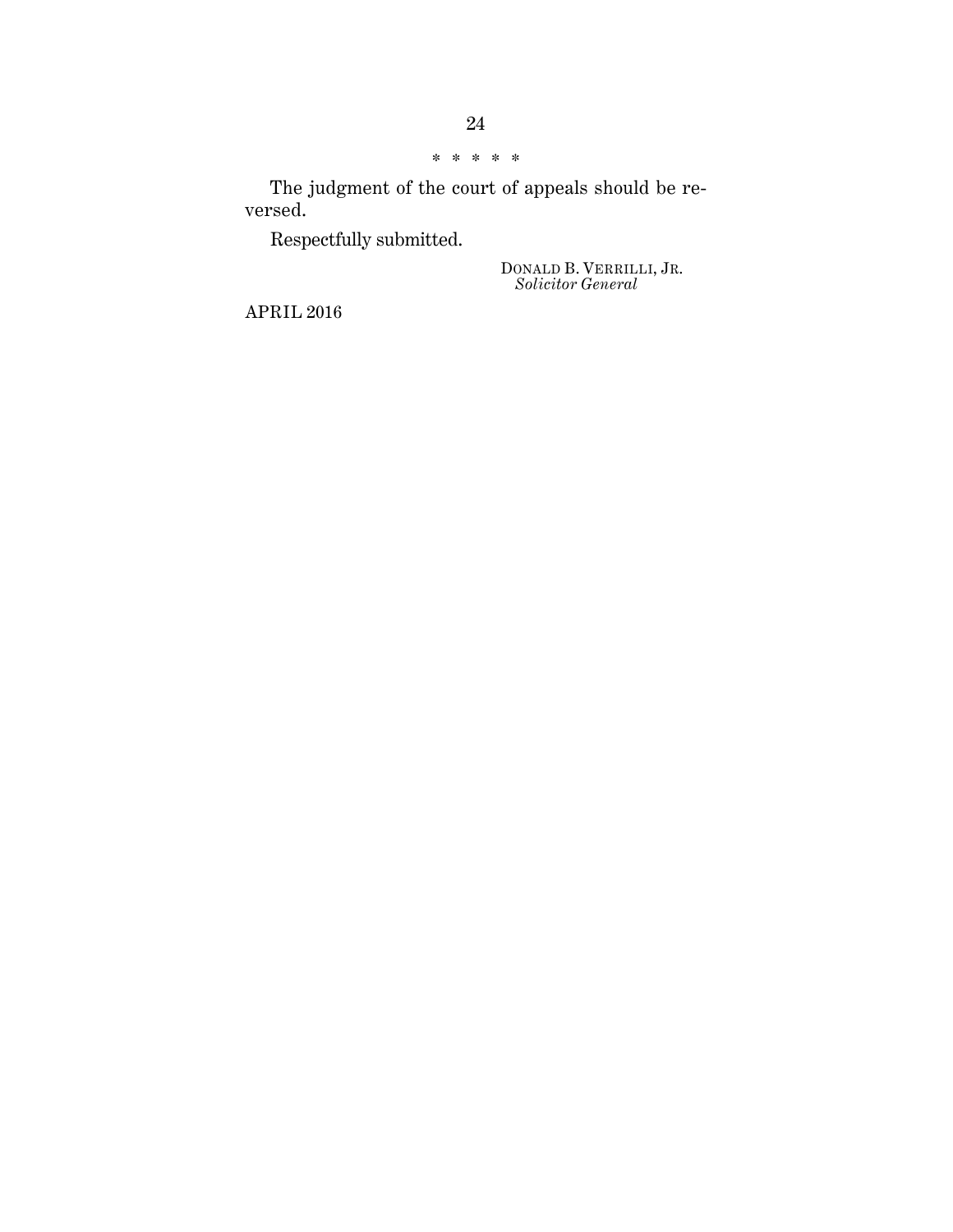\* \* \* \* \*

The judgment of the court of appeals should be reversed.

Respectfully submitted.

DONALD B. VERRILLI, JR.
*Solicitor General*

APRIL 2016